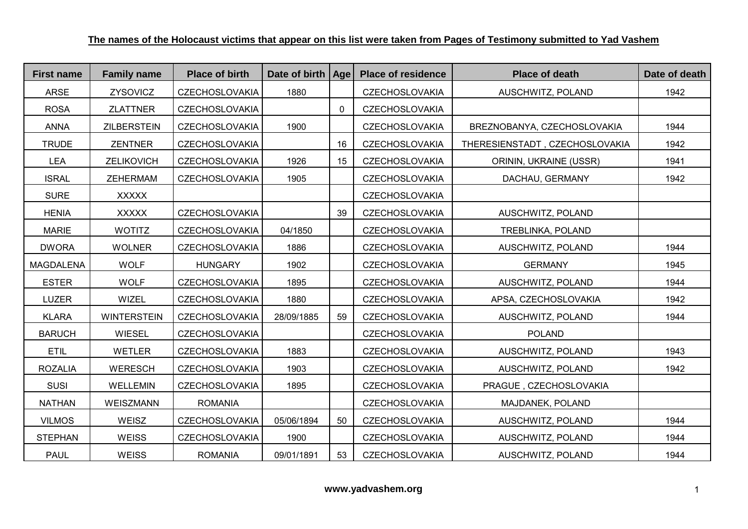**The names of the Holocaust victims that appear on this list were taken from Pages of Testimony submitted to Yad Vashem**

| First name | Family name | Place of birth | Date of birth | Age | Place of residence | Place of death | Date of death |
|---|---|---|---|---|---|---|---|
| ARSE | ZYSOVICZ | CZECHOSLOVAKIA | 1880 | | CZECHOSLOVAKIA | AUSCHWITZ, POLAND | 1942 |
| ROSA | ZLATTNER | CZECHOSLOVAKIA | | 0 | CZECHOSLOVAKIA | | |
| ANNA | ZILBERSTEIN | CZECHOSLOVAKIA | 1900 | | CZECHOSLOVAKIA | BREZNOBANYA, CZECHOSLOVAKIA | 1944 |
| TRUDE | ZENTNER | CZECHOSLOVAKIA | | 16 | CZECHOSLOVAKIA | THERESIENSTADT , CZECHOSLOVAKIA | 1942 |
| LEA | ZELIKOVICH | CZECHOSLOVAKIA | 1926 | 15 | CZECHOSLOVAKIA | ORININ, UKRAINE (USSR) | 1941 |
| ISRAL | ZEHERMAM | CZECHOSLOVAKIA | 1905 | | CZECHOSLOVAKIA | DACHAU, GERMANY | 1942 |
| SURE | XXXXX | | | | CZECHOSLOVAKIA | | |
| HENIA | XXXXX | CZECHOSLOVAKIA | | 39 | CZECHOSLOVAKIA | AUSCHWITZ, POLAND | |
| MARIE | WOTITZ | CZECHOSLOVAKIA | 04/1850 | | CZECHOSLOVAKIA | TREBLINKA, POLAND | |
| DWORA | WOLNER | CZECHOSLOVAKIA | 1886 | | CZECHOSLOVAKIA | AUSCHWITZ, POLAND | 1944 |
| MAGDALENA | WOLF | HUNGARY | 1902 | | CZECHOSLOVAKIA | GERMANY | 1945 |
| ESTER | WOLF | CZECHOSLOVAKIA | 1895 | | CZECHOSLOVAKIA | AUSCHWITZ, POLAND | 1944 |
| LUZER | WIZEL | CZECHOSLOVAKIA | 1880 | | CZECHOSLOVAKIA | APSA, CZECHOSLOVAKIA | 1942 |
| KLARA | WINTERSTEIN | CZECHOSLOVAKIA | 28/09/1885 | 59 | CZECHOSLOVAKIA | AUSCHWITZ, POLAND | 1944 |
| BARUCH | WIESEL | CZECHOSLOVAKIA | | | CZECHOSLOVAKIA | POLAND | |
| ETIL | WETLER | CZECHOSLOVAKIA | 1883 | | CZECHOSLOVAKIA | AUSCHWITZ, POLAND | 1943 |
| ROZALIA | WERESCH | CZECHOSLOVAKIA | 1903 | | CZECHOSLOVAKIA | AUSCHWITZ, POLAND | 1942 |
| SUSI | WELLEMIN | CZECHOSLOVAKIA | 1895 | | CZECHOSLOVAKIA | PRAGUE , CZECHOSLOVAKIA | |
| NATHAN | WEISZMANN | ROMANIA | | | CZECHOSLOVAKIA | MAJDANEK, POLAND | |
| VILMOS | WEISZ | CZECHOSLOVAKIA | 05/06/1894 | 50 | CZECHOSLOVAKIA | AUSCHWITZ, POLAND | 1944 |
| STEPHAN | WEISS | CZECHOSLOVAKIA | 1900 | | CZECHOSLOVAKIA | AUSCHWITZ, POLAND | 1944 |
| PAUL | WEISS | ROMANIA | 09/01/1891 | 53 | CZECHOSLOVAKIA | AUSCHWITZ, POLAND | 1944 |

**www.yadvashem.org**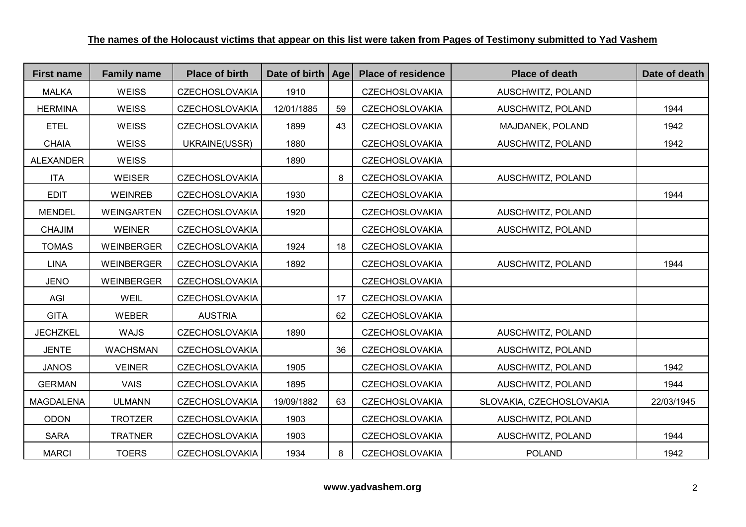**The names of the Holocaust victims that appear on this list were taken from Pages of Testimony submitted to Yad Vashem**

| First name | Family name | Place of birth | Date of birth | Age | Place of residence | Place of death | Date of death |
|---|---|---|---|---|---|---|---|
| MALKA | WEISS | CZECHOSLOVAKIA | 1910 | | CZECHOSLOVAKIA | AUSCHWITZ, POLAND | |
| HERMINA | WEISS | CZECHOSLOVAKIA | 12/01/1885 | 59 | CZECHOSLOVAKIA | AUSCHWITZ, POLAND | 1944 |
| ETEL | WEISS | CZECHOSLOVAKIA | 1899 | 43 | CZECHOSLOVAKIA | MAJDANEK, POLAND | 1942 |
| CHAIA | WEISS | UKRAINE(USSR) | 1880 | | CZECHOSLOVAKIA | AUSCHWITZ, POLAND | 1942 |
| ALEXANDER | WEISS | | 1890 | | CZECHOSLOVAKIA | | |
| ITA | WEISER | CZECHOSLOVAKIA | | 8 | CZECHOSLOVAKIA | AUSCHWITZ, POLAND | |
| EDIT | WEINREB | CZECHOSLOVAKIA | 1930 | | CZECHOSLOVAKIA | | 1944 |
| MENDEL | WEINGARTEN | CZECHOSLOVAKIA | 1920 | | CZECHOSLOVAKIA | AUSCHWITZ, POLAND | |
| CHAJIM | WEINER | CZECHOSLOVAKIA | | | CZECHOSLOVAKIA | AUSCHWITZ, POLAND | |
| TOMAS | WEINBERGER | CZECHOSLOVAKIA | 1924 | 18 | CZECHOSLOVAKIA | | |
| LINA | WEINBERGER | CZECHOSLOVAKIA | 1892 | | CZECHOSLOVAKIA | AUSCHWITZ, POLAND | 1944 |
| JENO | WEINBERGER | CZECHOSLOVAKIA | | | CZECHOSLOVAKIA | | |
| AGI | WEIL | CZECHOSLOVAKIA | | 17 | CZECHOSLOVAKIA | | |
| GITA | WEBER | AUSTRIA | | 62 | CZECHOSLOVAKIA | | |
| JECHZKEL | WAJS | CZECHOSLOVAKIA | 1890 | | CZECHOSLOVAKIA | AUSCHWITZ, POLAND | |
| JENTE | WACHSMAN | CZECHOSLOVAKIA | | 36 | CZECHOSLOVAKIA | AUSCHWITZ, POLAND | |
| JANOS | VEINER | CZECHOSLOVAKIA | 1905 | | CZECHOSLOVAKIA | AUSCHWITZ, POLAND | 1942 |
| GERMAN | VAIS | CZECHOSLOVAKIA | 1895 | | CZECHOSLOVAKIA | AUSCHWITZ, POLAND | 1944 |
| MAGDALENA | ULMANN | CZECHOSLOVAKIA | 19/09/1882 | 63 | CZECHOSLOVAKIA | SLOVAKIA, CZECHOSLOVAKIA | 22/03/1945 |
| ODON | TROTZER | CZECHOSLOVAKIA | 1903 | | CZECHOSLOVAKIA | AUSCHWITZ, POLAND | |
| SARA | TRATNER | CZECHOSLOVAKIA | 1903 | | CZECHOSLOVAKIA | AUSCHWITZ, POLAND | 1944 |
| MARCI | TOERS | CZECHOSLOVAKIA | 1934 | 8 | CZECHOSLOVAKIA | POLAND | 1942 |

**www.yadvashem.org**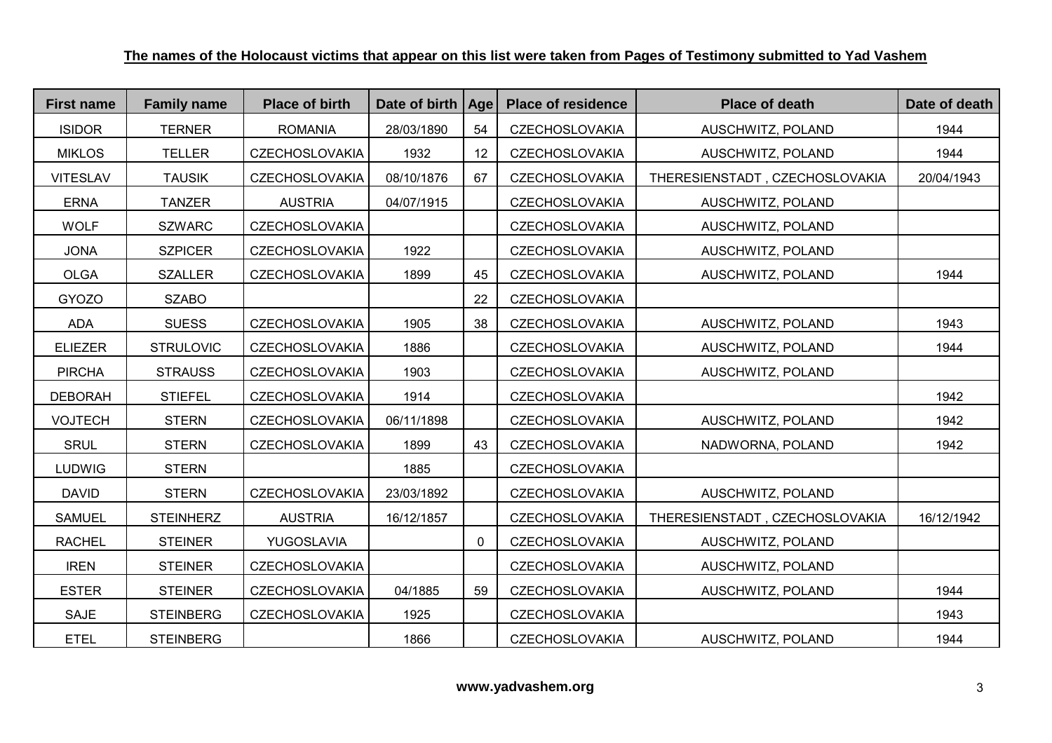**The names of the Holocaust victims that appear on this list were taken from Pages of Testimony submitted to Yad Vashem**

| First name | Family name | Place of birth | Date of birth | Age | Place of residence | Place of death | Date of death |
|---|---|---|---|---|---|---|---|
| ISIDOR | TERNER | ROMANIA | 28/03/1890 | 54 | CZECHOSLOVAKIA | AUSCHWITZ, POLAND | 1944 |
| MIKLOS | TELLER | CZECHOSLOVAKIA | 1932 | 12 | CZECHOSLOVAKIA | AUSCHWITZ, POLAND | 1944 |
| VITESLAV | TAUSIK | CZECHOSLOVAKIA | 08/10/1876 | 67 | CZECHOSLOVAKIA | THERESIENSTADT , CZECHOSLOVAKIA | 20/04/1943 |
| ERNA | TANZER | AUSTRIA | 04/07/1915 | | CZECHOSLOVAKIA | AUSCHWITZ, POLAND | |
| WOLF | SZWARC | CZECHOSLOVAKIA | | | CZECHOSLOVAKIA | AUSCHWITZ, POLAND | |
| JONA | SZPICER | CZECHOSLOVAKIA | 1922 | | CZECHOSLOVAKIA | AUSCHWITZ, POLAND | |
| OLGA | SZALLER | CZECHOSLOVAKIA | 1899 | 45 | CZECHOSLOVAKIA | AUSCHWITZ, POLAND | 1944 |
| GYOZO | SZABO | | | 22 | CZECHOSLOVAKIA | | |
| ADA | SUESS | CZECHOSLOVAKIA | 1905 | 38 | CZECHOSLOVAKIA | AUSCHWITZ, POLAND | 1943 |
| ELIEZER | STRULOVIC | CZECHOSLOVAKIA | 1886 | | CZECHOSLOVAKIA | AUSCHWITZ, POLAND | 1944 |
| PIRCHA | STRAUSS | CZECHOSLOVAKIA | 1903 | | CZECHOSLOVAKIA | AUSCHWITZ, POLAND | |
| DEBORAH | STIEFEL | CZECHOSLOVAKIA | 1914 | | CZECHOSLOVAKIA | | 1942 |
| VOJTECH | STERN | CZECHOSLOVAKIA | 06/11/1898 | | CZECHOSLOVAKIA | AUSCHWITZ, POLAND | 1942 |
| SRUL | STERN | CZECHOSLOVAKIA | 1899 | 43 | CZECHOSLOVAKIA | NADWORNA, POLAND | 1942 |
| LUDWIG | STERN | | 1885 | | CZECHOSLOVAKIA | | |
| DAVID | STERN | CZECHOSLOVAKIA | 23/03/1892 | | CZECHOSLOVAKIA | AUSCHWITZ, POLAND | |
| SAMUEL | STEINHERZ | AUSTRIA | 16/12/1857 | | CZECHOSLOVAKIA | THERESIENSTADT , CZECHOSLOVAKIA | 16/12/1942 |
| RACHEL | STEINER | YUGOSLAVIA | | 0 | CZECHOSLOVAKIA | AUSCHWITZ, POLAND | |
| IREN | STEINER | CZECHOSLOVAKIA | | | CZECHOSLOVAKIA | AUSCHWITZ, POLAND | |
| ESTER | STEINER | CZECHOSLOVAKIA | 04/1885 | 59 | CZECHOSLOVAKIA | AUSCHWITZ, POLAND | 1944 |
| SAJE | STEINBERG | CZECHOSLOVAKIA | 1925 | | CZECHOSLOVAKIA | | 1943 |
| ETEL | STEINBERG | | 1866 | | CZECHOSLOVAKIA | AUSCHWITZ, POLAND | 1944 |

**www.yadvashem.org**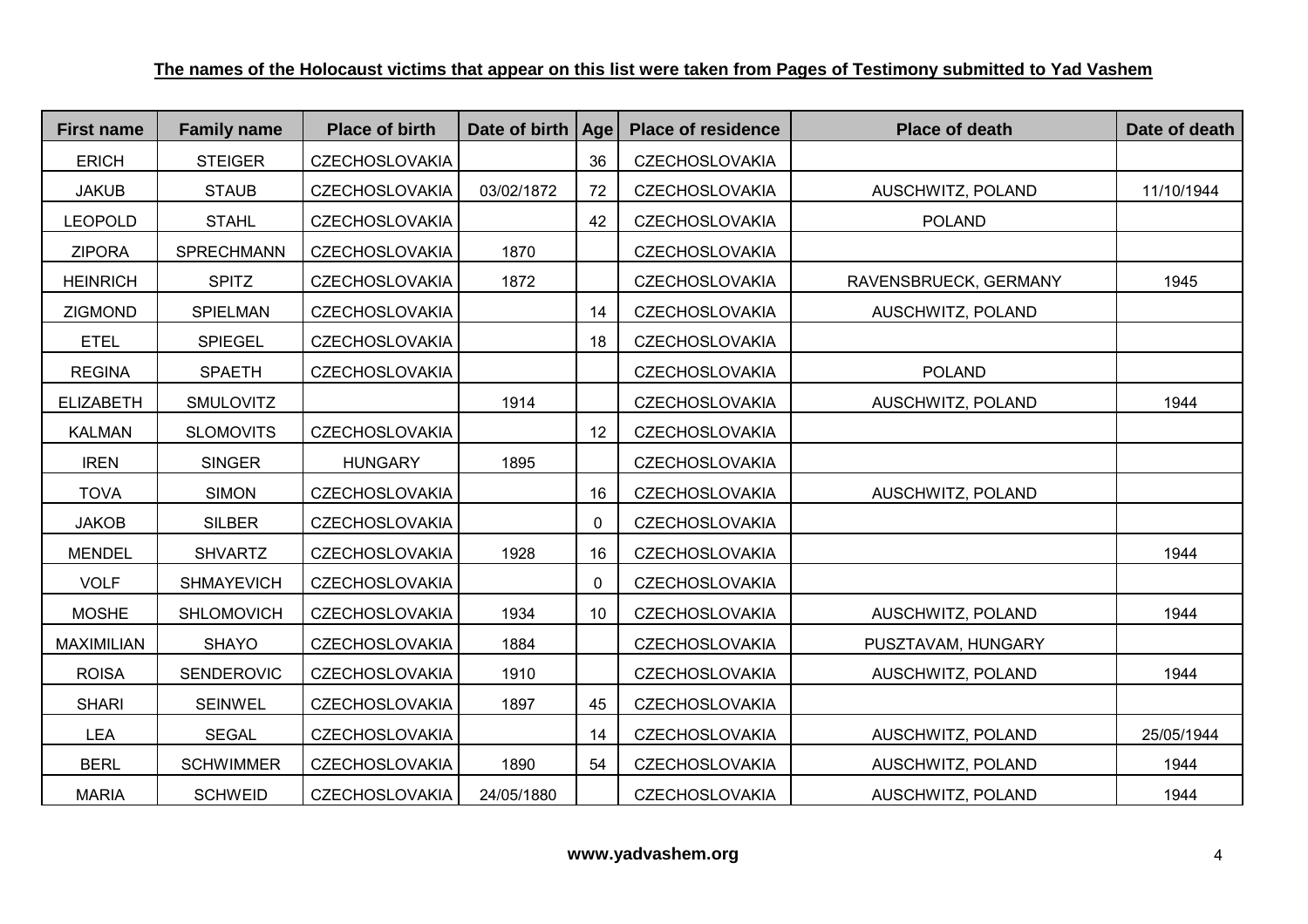**The names of the Holocaust victims that appear on this list were taken from Pages of Testimony submitted to Yad Vashem**

| First name | Family name | Place of birth | Date of birth | Age | Place of residence | Place of death | Date of death |
|---|---|---|---|---|---|---|---|
| ERICH | STEIGER | CZECHOSLOVAKIA | | 36 | CZECHOSLOVAKIA | | |
| JAKUB | STAUB | CZECHOSLOVAKIA | 03/02/1872 | 72 | CZECHOSLOVAKIA | AUSCHWITZ, POLAND | 11/10/1944 |
| LEOPOLD | STAHL | CZECHOSLOVAKIA | | 42 | CZECHOSLOVAKIA | POLAND | |
| ZIPORA | SPRECHMANN | CZECHOSLOVAKIA | 1870 | | CZECHOSLOVAKIA | | |
| HEINRICH | SPITZ | CZECHOSLOVAKIA | 1872 | | CZECHOSLOVAKIA | RAVENSBRUECK, GERMANY | 1945 |
| ZIGMOND | SPIELMAN | CZECHOSLOVAKIA | | 14 | CZECHOSLOVAKIA | AUSCHWITZ, POLAND | |
| ETEL | SPIEGEL | CZECHOSLOVAKIA | | 18 | CZECHOSLOVAKIA | | |
| REGINA | SPAETH | CZECHOSLOVAKIA | | | CZECHOSLOVAKIA | POLAND | |
| ELIZABETH | SMULOVITZ | | 1914 | | CZECHOSLOVAKIA | AUSCHWITZ, POLAND | 1944 |
| KALMAN | SLOMOVITS | CZECHOSLOVAKIA | | 12 | CZECHOSLOVAKIA | | |
| IREN | SINGER | HUNGARY | 1895 | | CZECHOSLOVAKIA | | |
| TOVA | SIMON | CZECHOSLOVAKIA | | 16 | CZECHOSLOVAKIA | AUSCHWITZ, POLAND | |
| JAKOB | SILBER | CZECHOSLOVAKIA | | 0 | CZECHOSLOVAKIA | | |
| MENDEL | SHVARTZ | CZECHOSLOVAKIA | 1928 | 16 | CZECHOSLOVAKIA | | 1944 |
| VOLF | SHMAYEVICH | CZECHOSLOVAKIA | | 0 | CZECHOSLOVAKIA | | |
| MOSHE | SHLOMOVICH | CZECHOSLOVAKIA | 1934 | 10 | CZECHOSLOVAKIA | AUSCHWITZ, POLAND | 1944 |
| MAXIMILIAN | SHAYO | CZECHOSLOVAKIA | 1884 | | CZECHOSLOVAKIA | PUSZTAVAM, HUNGARY | |
| ROISA | SENDEROVIC | CZECHOSLOVAKIA | 1910 | | CZECHOSLOVAKIA | AUSCHWITZ, POLAND | 1944 |
| SHARI | SEINWEL | CZECHOSLOVAKIA | 1897 | 45 | CZECHOSLOVAKIA | | |
| LEA | SEGAL | CZECHOSLOVAKIA | | 14 | CZECHOSLOVAKIA | AUSCHWITZ, POLAND | 25/05/1944 |
| BERL | SCHWIMMER | CZECHOSLOVAKIA | 1890 | 54 | CZECHOSLOVAKIA | AUSCHWITZ, POLAND | 1944 |
| MARIA | SCHWEID | CZECHOSLOVAKIA | 24/05/1880 | | CZECHOSLOVAKIA | AUSCHWITZ, POLAND | 1944 |

**www.yadvashem.org**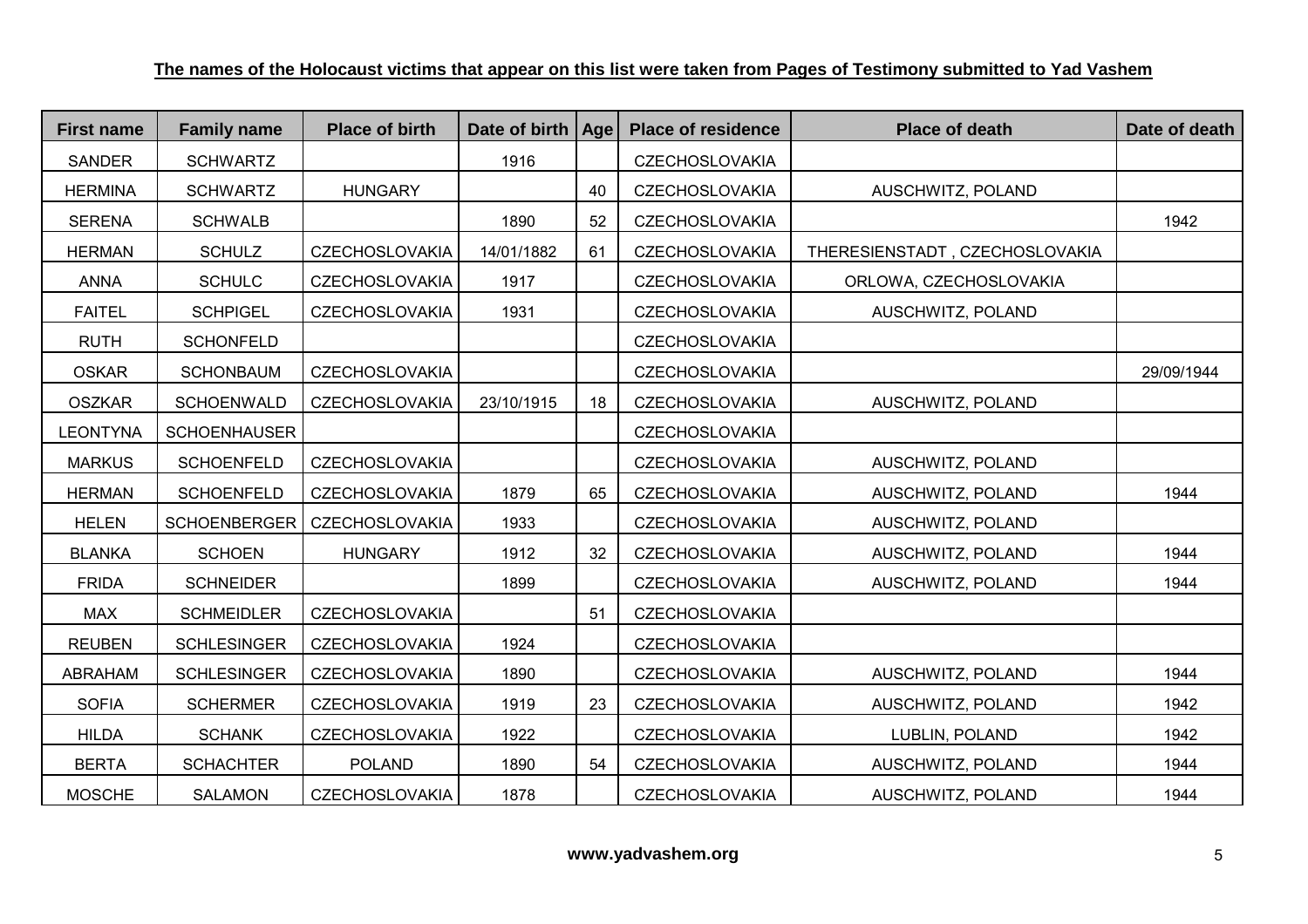**The names of the Holocaust victims that appear on this list were taken from Pages of Testimony submitted to Yad Vashem**

| First name | Family name | Place of birth | Date of birth | Age | Place of residence | Place of death | Date of death |
|---|---|---|---|---|---|---|---|
| SANDER | SCHWARTZ | | 1916 | | CZECHOSLOVAKIA | | |
| HERMINA | SCHWARTZ | HUNGARY | | 40 | CZECHOSLOVAKIA | AUSCHWITZ, POLAND | |
| SERENA | SCHWALB | | 1890 | 52 | CZECHOSLOVAKIA | | 1942 |
| HERMAN | SCHULZ | CZECHOSLOVAKIA | 14/01/1882 | 61 | CZECHOSLOVAKIA | THERESIENSTADT , CZECHOSLOVAKIA | |
| ANNA | SCHULC | CZECHOSLOVAKIA | 1917 | | CZECHOSLOVAKIA | ORLOWA, CZECHOSLOVAKIA | |
| FAITEL | SCHPIGEL | CZECHOSLOVAKIA | 1931 | | CZECHOSLOVAKIA | AUSCHWITZ, POLAND | |
| RUTH | SCHONFELD | | | | CZECHOSLOVAKIA | | |
| OSKAR | SCHONBAUM | CZECHOSLOVAKIA | | | CZECHOSLOVAKIA | | 29/09/1944 |
| OSZKAR | SCHOENWALD | CZECHOSLOVAKIA | 23/10/1915 | 18 | CZECHOSLOVAKIA | AUSCHWITZ, POLAND | |
| LEONTYNA | SCHOENHAUSER | | | | CZECHOSLOVAKIA | | |
| MARKUS | SCHOENFELD | CZECHOSLOVAKIA | | | CZECHOSLOVAKIA | AUSCHWITZ, POLAND | |
| HERMAN | SCHOENFELD | CZECHOSLOVAKIA | 1879 | 65 | CZECHOSLOVAKIA | AUSCHWITZ, POLAND | 1944 |
| HELEN | SCHOENBERGER | CZECHOSLOVAKIA | 1933 | | CZECHOSLOVAKIA | AUSCHWITZ, POLAND | |
| BLANKA | SCHOEN | HUNGARY | 1912 | 32 | CZECHOSLOVAKIA | AUSCHWITZ, POLAND | 1944 |
| FRIDA | SCHNEIDER | | 1899 | | CZECHOSLOVAKIA | AUSCHWITZ, POLAND | 1944 |
| MAX | SCHMEIDLER | CZECHOSLOVAKIA | | 51 | CZECHOSLOVAKIA | | |
| REUBEN | SCHLESINGER | CZECHOSLOVAKIA | 1924 | | CZECHOSLOVAKIA | | |
| ABRAHAM | SCHLESINGER | CZECHOSLOVAKIA | 1890 | | CZECHOSLOVAKIA | AUSCHWITZ, POLAND | 1944 |
| SOFIA | SCHERMER | CZECHOSLOVAKIA | 1919 | 23 | CZECHOSLOVAKIA | AUSCHWITZ, POLAND | 1942 |
| HILDA | SCHANK | CZECHOSLOVAKIA | 1922 | | CZECHOSLOVAKIA | LUBLIN, POLAND | 1942 |
| BERTA | SCHACHTER | POLAND | 1890 | 54 | CZECHOSLOVAKIA | AUSCHWITZ, POLAND | 1944 |
| MOSCHE | SALAMON | CZECHOSLOVAKIA | 1878 | | CZECHOSLOVAKIA | AUSCHWITZ, POLAND | 1944 |

**www.yadvashem.org**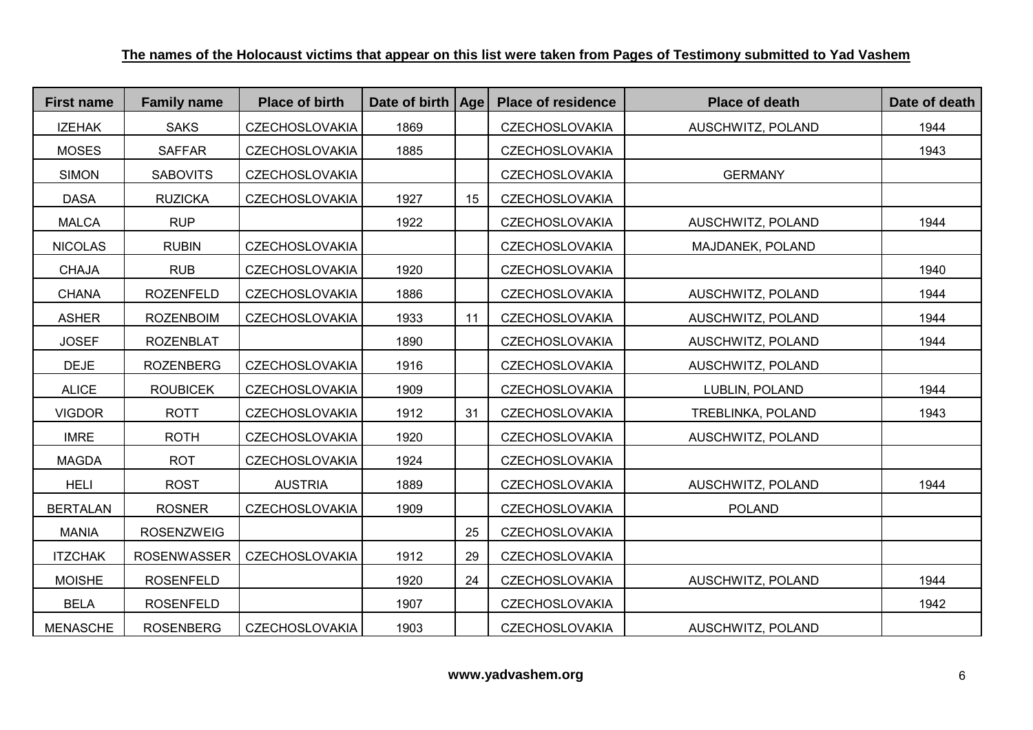**The names of the Holocaust victims that appear on this list were taken from Pages of Testimony submitted to Yad Vashem**

| First name | Family name | Place of birth | Date of birth | Age | Place of residence | Place of death | Date of death |
|---|---|---|---|---|---|---|---|
| IZEHAK | SAKS | CZECHOSLOVAKIA | 1869 | | CZECHOSLOVAKIA | AUSCHWITZ, POLAND | 1944 |
| MOSES | SAFFAR | CZECHOSLOVAKIA | 1885 | | CZECHOSLOVAKIA | | 1943 |
| SIMON | SABOVITS | CZECHOSLOVAKIA | | | CZECHOSLOVAKIA | GERMANY | |
| DASA | RUZICKA | CZECHOSLOVAKIA | 1927 | 15 | CZECHOSLOVAKIA | | |
| MALCA | RUP | | 1922 | | CZECHOSLOVAKIA | AUSCHWITZ, POLAND | 1944 |
| NICOLAS | RUBIN | CZECHOSLOVAKIA | | | CZECHOSLOVAKIA | MAJDANEK, POLAND | |
| CHAJA | RUB | CZECHOSLOVAKIA | 1920 | | CZECHOSLOVAKIA | | 1940 |
| CHANA | ROZENFELD | CZECHOSLOVAKIA | 1886 | | CZECHOSLOVAKIA | AUSCHWITZ, POLAND | 1944 |
| ASHER | ROZENBOIM | CZECHOSLOVAKIA | 1933 | 11 | CZECHOSLOVAKIA | AUSCHWITZ, POLAND | 1944 |
| JOSEF | ROZENBLAT | | 1890 | | CZECHOSLOVAKIA | AUSCHWITZ, POLAND | 1944 |
| DEJE | ROZENBERG | CZECHOSLOVAKIA | 1916 | | CZECHOSLOVAKIA | AUSCHWITZ, POLAND | |
| ALICE | ROUBICEK | CZECHOSLOVAKIA | 1909 | | CZECHOSLOVAKIA | LUBLIN, POLAND | 1944 |
| VIGDOR | ROTT | CZECHOSLOVAKIA | 1912 | 31 | CZECHOSLOVAKIA | TREBLINKA, POLAND | 1943 |
| IMRE | ROTH | CZECHOSLOVAKIA | 1920 | | CZECHOSLOVAKIA | AUSCHWITZ, POLAND | |
| MAGDA | ROT | CZECHOSLOVAKIA | 1924 | | CZECHOSLOVAKIA | | |
| HELI | ROST | AUSTRIA | 1889 | | CZECHOSLOVAKIA | AUSCHWITZ, POLAND | 1944 |
| BERTALAN | ROSNER | CZECHOSLOVAKIA | 1909 | | CZECHOSLOVAKIA | POLAND | |
| MANIA | ROSENZWEIG | | | 25 | CZECHOSLOVAKIA | | |
| ITZCHAK | ROSENWASSER | CZECHOSLOVAKIA | 1912 | 29 | CZECHOSLOVAKIA | | |
| MOISHE | ROSENFELD | | 1920 | 24 | CZECHOSLOVAKIA | AUSCHWITZ, POLAND | 1944 |
| BELA | ROSENFELD | | 1907 | | CZECHOSLOVAKIA | | 1942 |
| MENASCHE | ROSENBERG | CZECHOSLOVAKIA | 1903 | | CZECHOSLOVAKIA | AUSCHWITZ, POLAND | |

**www.yadvashem.org**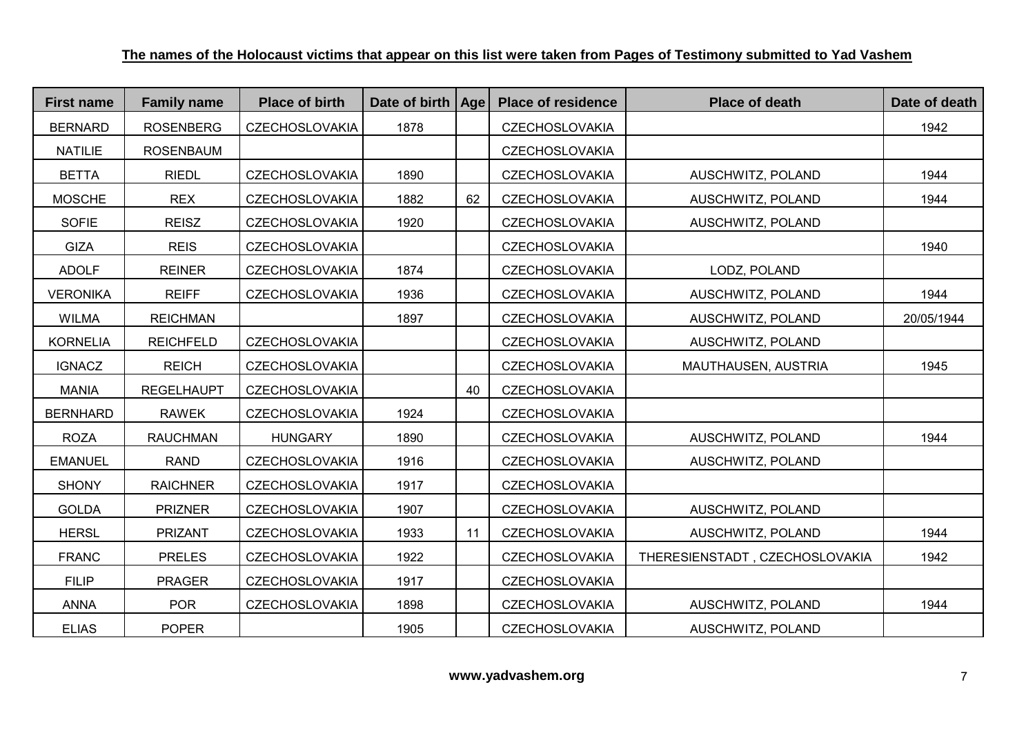**The names of the Holocaust victims that appear on this list were taken from Pages of Testimony submitted to Yad Vashem**

| First name | Family name | Place of birth | Date of birth | Age | Place of residence | Place of death | Date of death |
|---|---|---|---|---|---|---|---|
| BERNARD | ROSENBERG | CZECHOSLOVAKIA | 1878 | | CZECHOSLOVAKIA | | 1942 |
| NATILIE | ROSENBAUM | | | | CZECHOSLOVAKIA | | |
| BETTA | RIEDL | CZECHOSLOVAKIA | 1890 | | CZECHOSLOVAKIA | AUSCHWITZ, POLAND | 1944 |
| MOSCHE | REX | CZECHOSLOVAKIA | 1882 | 62 | CZECHOSLOVAKIA | AUSCHWITZ, POLAND | 1944 |
| SOFIE | REISZ | CZECHOSLOVAKIA | 1920 | | CZECHOSLOVAKIA | AUSCHWITZ, POLAND | |
| GIZA | REIS | CZECHOSLOVAKIA | | | CZECHOSLOVAKIA | | 1940 |
| ADOLF | REINER | CZECHOSLOVAKIA | 1874 | | CZECHOSLOVAKIA | LODZ, POLAND | |
| VERONIKA | REIFF | CZECHOSLOVAKIA | 1936 | | CZECHOSLOVAKIA | AUSCHWITZ, POLAND | 1944 |
| WILMA | REICHMAN | | 1897 | | CZECHOSLOVAKIA | AUSCHWITZ, POLAND | 20/05/1944 |
| KORNELIA | REICHFELD | CZECHOSLOVAKIA | | | CZECHOSLOVAKIA | AUSCHWITZ, POLAND | |
| IGNACZ | REICH | CZECHOSLOVAKIA | | | CZECHOSLOVAKIA | MAUTHAUSEN, AUSTRIA | 1945 |
| MANIA | REGELHAUPT | CZECHOSLOVAKIA | | 40 | CZECHOSLOVAKIA | | |
| BERNHARD | RAWEK | CZECHOSLOVAKIA | 1924 | | CZECHOSLOVAKIA | | |
| ROZA | RAUCHMAN | HUNGARY | 1890 | | CZECHOSLOVAKIA | AUSCHWITZ, POLAND | 1944 |
| EMANUEL | RAND | CZECHOSLOVAKIA | 1916 | | CZECHOSLOVAKIA | AUSCHWITZ, POLAND | |
| SHONY | RAICHNER | CZECHOSLOVAKIA | 1917 | | CZECHOSLOVAKIA | | |
| GOLDA | PRIZNER | CZECHOSLOVAKIA | 1907 | | CZECHOSLOVAKIA | AUSCHWITZ, POLAND | |
| HERSL | PRIZANT | CZECHOSLOVAKIA | 1933 | 11 | CZECHOSLOVAKIA | AUSCHWITZ, POLAND | 1944 |
| FRANC | PRELES | CZECHOSLOVAKIA | 1922 | | CZECHOSLOVAKIA | THERESIENSTADT , CZECHOSLOVAKIA | 1942 |
| FILIP | PRAGER | CZECHOSLOVAKIA | 1917 | | CZECHOSLOVAKIA | | |
| ANNA | POR | CZECHOSLOVAKIA | 1898 | | CZECHOSLOVAKIA | AUSCHWITZ, POLAND | 1944 |
| ELIAS | POPER | | 1905 | | CZECHOSLOVAKIA | AUSCHWITZ, POLAND | |

**www.yadvashem.org**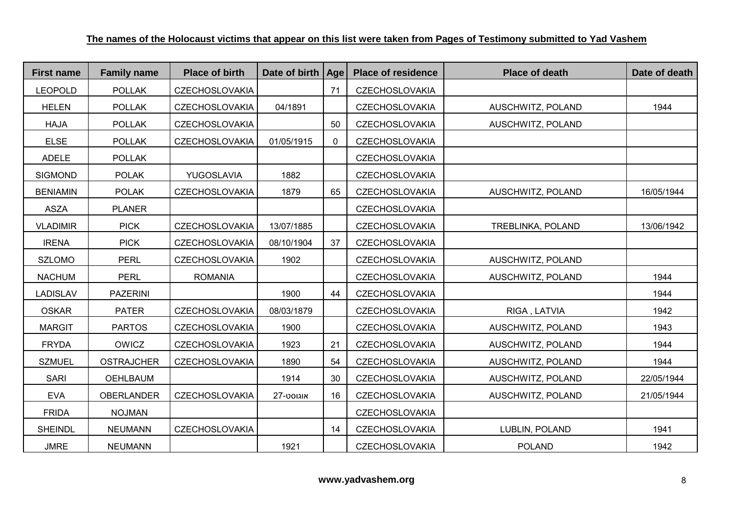**The names of the Holocaust victims that appear on this list were taken from Pages of Testimony submitted to Yad Vashem**

| First name | Family name | Place of birth | Date of birth | Age | Place of residence | Place of death | Date of death |
|---|---|---|---|---|---|---|---|
| LEOPOLD | POLLAK | CZECHOSLOVAKIA | | 71 | CZECHOSLOVAKIA | | |
| HELEN | POLLAK | CZECHOSLOVAKIA | 04/1891 | | CZECHOSLOVAKIA | AUSCHWITZ, POLAND | 1944 |
| HAJA | POLLAK | CZECHOSLOVAKIA | | 50 | CZECHOSLOVAKIA | AUSCHWITZ, POLAND | |
| ELSE | POLLAK | CZECHOSLOVAKIA | 01/05/1915 | 0 | CZECHOSLOVAKIA | | |
| ADELE | POLLAK | | | | CZECHOSLOVAKIA | | |
| SIGMOND | POLAK | YUGOSLAVIA | 1882 | | CZECHOSLOVAKIA | | |
| BENIAMIN | POLAK | CZECHOSLOVAKIA | 1879 | 65 | CZECHOSLOVAKIA | AUSCHWITZ, POLAND | 16/05/1944 |
| ASZA | PLANER | | | | CZECHOSLOVAKIA | | |
| VLADIMIR | PICK | CZECHOSLOVAKIA | 13/07/1885 | | CZECHOSLOVAKIA | TREBLINKA, POLAND | 13/06/1942 |
| IRENA | PICK | CZECHOSLOVAKIA | 08/10/1904 | 37 | CZECHOSLOVAKIA | | |
| SZLOMO | PERL | CZECHOSLOVAKIA | 1902 | | CZECHOSLOVAKIA | AUSCHWITZ, POLAND | |
| NACHUM | PERL | ROMANIA | | | CZECHOSLOVAKIA | AUSCHWITZ, POLAND | 1944 |
| LADISLAV | PAZERINI | | 1900 | 44 | CZECHOSLOVAKIA | | 1944 |
| OSKAR | PATER | CZECHOSLOVAKIA | 08/03/1879 | | CZECHOSLOVAKIA | RIGA , LATVIA | 1942 |
| MARGIT | PARTOS | CZECHOSLOVAKIA | 1900 | | CZECHOSLOVAKIA | AUSCHWITZ, POLAND | 1943 |
| FRYDA | OWICZ | CZECHOSLOVAKIA | 1923 | 21 | CZECHOSLOVAKIA | AUSCHWITZ, POLAND | 1944 |
| SZMUEL | OSTRAJCHER | CZECHOSLOVAKIA | 1890 | 54 | CZECHOSLOVAKIA | AUSCHWITZ, POLAND | 1944 |
| SARI | OEHLBAUM | | 1914 | 30 | CZECHOSLOVAKIA | AUSCHWITZ, POLAND | 22/05/1944 |
| EVA | OBERLANDER | CZECHOSLOVAKIA | אוגוסט-27 | 16 | CZECHOSLOVAKIA | AUSCHWITZ, POLAND | 21/05/1944 |
| FRIDA | NOJMAN | | | | CZECHOSLOVAKIA | | |
| SHEINDL | NEUMANN | CZECHOSLOVAKIA | | 14 | CZECHOSLOVAKIA | LUBLIN, POLAND | 1941 |
| JMRE | NEUMANN | | 1921 | | CZECHOSLOVAKIA | POLAND | 1942 |

**www.yadvashem.org**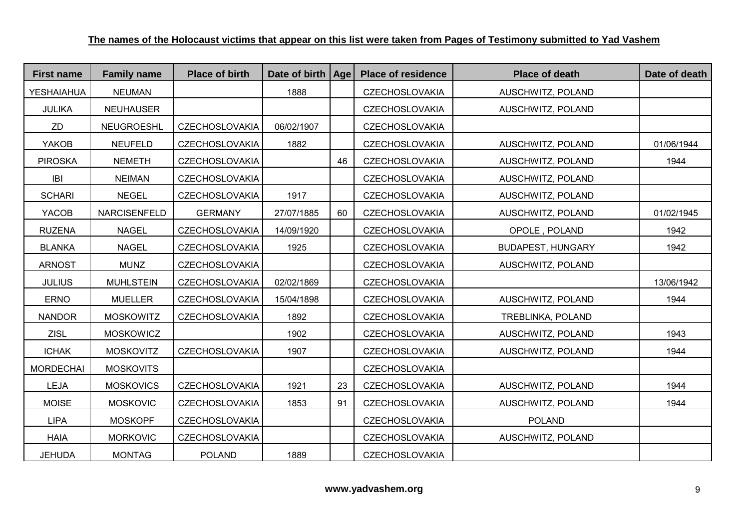**The names of the Holocaust victims that appear on this list were taken from Pages of Testimony submitted to Yad Vashem**

| First name | Family name | Place of birth | Date of birth | Age | Place of residence | Place of death | Date of death |
|---|---|---|---|---|---|---|---|
| YESHAIAHUA | NEUMAN | | 1888 | | CZECHOSLOVAKIA | AUSCHWITZ, POLAND | |
| JULIKA | NEUHAUSER | | | | CZECHOSLOVAKIA | AUSCHWITZ, POLAND | |
| ZD | NEUGROESHL | CZECHOSLOVAKIA | 06/02/1907 | | CZECHOSLOVAKIA | | |
| YAKOB | NEUFELD | CZECHOSLOVAKIA | 1882 | | CZECHOSLOVAKIA | AUSCHWITZ, POLAND | 01/06/1944 |
| PIROSKA | NEMETH | CZECHOSLOVAKIA | | 46 | CZECHOSLOVAKIA | AUSCHWITZ, POLAND | 1944 |
| IBI | NEIMAN | CZECHOSLOVAKIA | | | CZECHOSLOVAKIA | AUSCHWITZ, POLAND | |
| SCHARI | NEGEL | CZECHOSLOVAKIA | 1917 | | CZECHOSLOVAKIA | AUSCHWITZ, POLAND | |
| YACOB | NARCISENFELD | GERMANY | 27/07/1885 | 60 | CZECHOSLOVAKIA | AUSCHWITZ, POLAND | 01/02/1945 |
| RUZENA | NAGEL | CZECHOSLOVAKIA | 14/09/1920 | | CZECHOSLOVAKIA | OPOLE , POLAND | 1942 |
| BLANKA | NAGEL | CZECHOSLOVAKIA | 1925 | | CZECHOSLOVAKIA | BUDAPEST, HUNGARY | 1942 |
| ARNOST | MUNZ | CZECHOSLOVAKIA | | | CZECHOSLOVAKIA | AUSCHWITZ, POLAND | |
| JULIUS | MUHLSTEIN | CZECHOSLOVAKIA | 02/02/1869 | | CZECHOSLOVAKIA | | 13/06/1942 |
| ERNO | MUELLER | CZECHOSLOVAKIA | 15/04/1898 | | CZECHOSLOVAKIA | AUSCHWITZ, POLAND | 1944 |
| NANDOR | MOSKOWITZ | CZECHOSLOVAKIA | 1892 | | CZECHOSLOVAKIA | TREBLINKA, POLAND | |
| ZISL | MOSKOWICZ | | 1902 | | CZECHOSLOVAKIA | AUSCHWITZ, POLAND | 1943 |
| ICHAK | MOSKOVITZ | CZECHOSLOVAKIA | 1907 | | CZECHOSLOVAKIA | AUSCHWITZ, POLAND | 1944 |
| MORDECHAI | MOSKOVITS | | | | CZECHOSLOVAKIA | | |
| LEJA | MOSKOVICS | CZECHOSLOVAKIA | 1921 | 23 | CZECHOSLOVAKIA | AUSCHWITZ, POLAND | 1944 |
| MOISE | MOSKOVIC | CZECHOSLOVAKIA | 1853 | 91 | CZECHOSLOVAKIA | AUSCHWITZ, POLAND | 1944 |
| LIPA | MOSKOPF | CZECHOSLOVAKIA | | | CZECHOSLOVAKIA | POLAND | |
| HAIA | MORKOVIC | CZECHOSLOVAKIA | | | CZECHOSLOVAKIA | AUSCHWITZ, POLAND | |
| JEHUDA | MONTAG | POLAND | 1889 | | CZECHOSLOVAKIA | | |

**www.yadvashem.org**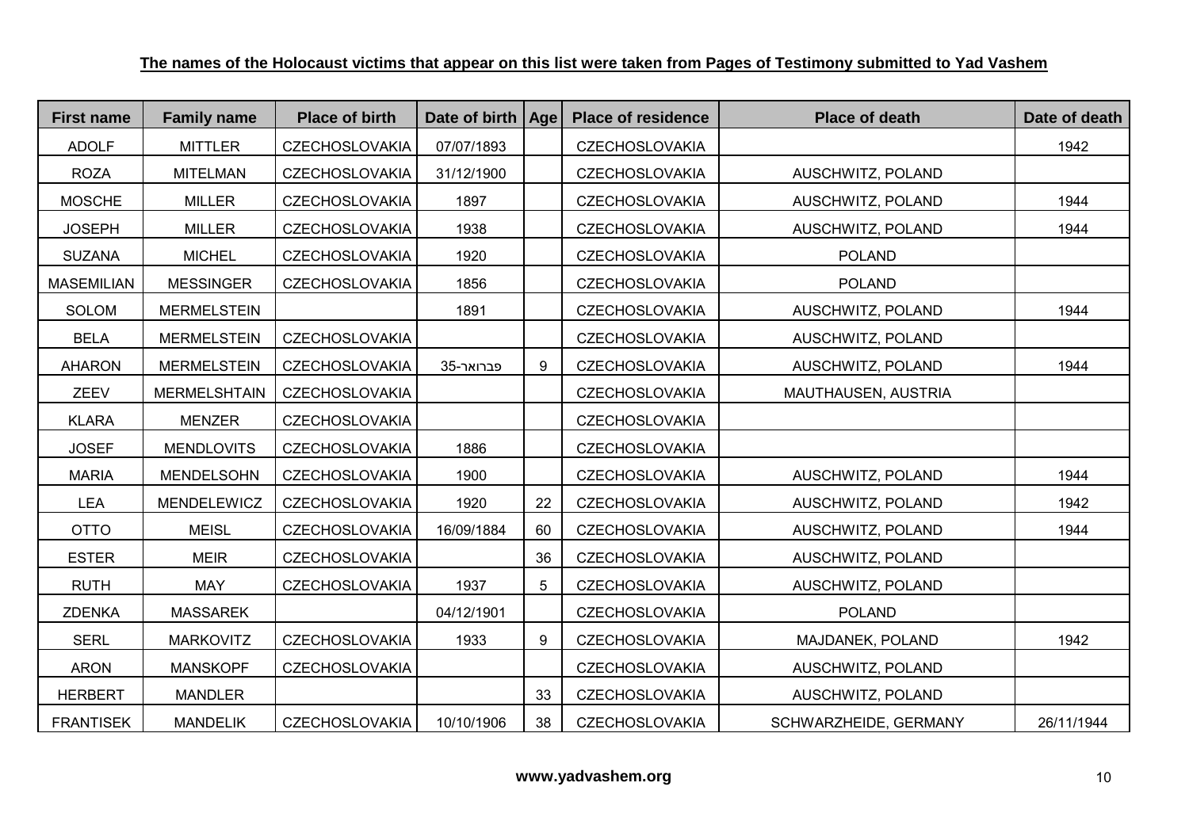**The names of the Holocaust victims that appear on this list were taken from Pages of Testimony submitted to Yad Vashem**

| First name | Family name | Place of birth | Date of birth | Age | Place of residence | Place of death | Date of death |
|---|---|---|---|---|---|---|---|
| ADOLF | MITTLER | CZECHOSLOVAKIA | 07/07/1893 | | CZECHOSLOVAKIA | | 1942 |
| ROZA | MITELMAN | CZECHOSLOVAKIA | 31/12/1900 | | CZECHOSLOVAKIA | AUSCHWITZ, POLAND | |
| MOSCHE | MILLER | CZECHOSLOVAKIA | 1897 | | CZECHOSLOVAKIA | AUSCHWITZ, POLAND | 1944 |
| JOSEPH | MILLER | CZECHOSLOVAKIA | 1938 | | CZECHOSLOVAKIA | AUSCHWITZ, POLAND | 1944 |
| SUZANA | MICHEL | CZECHOSLOVAKIA | 1920 | | CZECHOSLOVAKIA | POLAND | |
| MASEMILIAN | MESSINGER | CZECHOSLOVAKIA | 1856 | | CZECHOSLOVAKIA | POLAND | |
| SOLOM | MERMELSTEIN | | 1891 | | CZECHOSLOVAKIA | AUSCHWITZ, POLAND | 1944 |
| BELA | MERMELSTEIN | CZECHOSLOVAKIA | | | CZECHOSLOVAKIA | AUSCHWITZ, POLAND | |
| AHARON | MERMELSTEIN | CZECHOSLOVAKIA | פברואר-35 | 9 | CZECHOSLOVAKIA | AUSCHWITZ, POLAND | 1944 |
| ZEEV | MERMELSHTAIN | CZECHOSLOVAKIA | | | CZECHOSLOVAKIA | MAUTHAUSEN, AUSTRIA | |
| KLARA | MENZER | CZECHOSLOVAKIA | | | CZECHOSLOVAKIA | | |
| JOSEF | MENDLOVITS | CZECHOSLOVAKIA | 1886 | | CZECHOSLOVAKIA | | |
| MARIA | MENDELSOHN | CZECHOSLOVAKIA | 1900 | | CZECHOSLOVAKIA | AUSCHWITZ, POLAND | 1944 |
| LEA | MENDELEWICZ | CZECHOSLOVAKIA | 1920 | 22 | CZECHOSLOVAKIA | AUSCHWITZ, POLAND | 1942 |
| OTTO | MEISL | CZECHOSLOVAKIA | 16/09/1884 | 60 | CZECHOSLOVAKIA | AUSCHWITZ, POLAND | 1944 |
| ESTER | MEIR | CZECHOSLOVAKIA | | 36 | CZECHOSLOVAKIA | AUSCHWITZ, POLAND | |
| RUTH | MAY | CZECHOSLOVAKIA | 1937 | 5 | CZECHOSLOVAKIA | AUSCHWITZ, POLAND | |
| ZDENKA | MASSAREK | | 04/12/1901 | | CZECHOSLOVAKIA | POLAND | |
| SERL | MARKOVITZ | CZECHOSLOVAKIA | 1933 | 9 | CZECHOSLOVAKIA | MAJDANEK, POLAND | 1942 |
| ARON | MANSKOPF | CZECHOSLOVAKIA | | | CZECHOSLOVAKIA | AUSCHWITZ, POLAND | |
| HERBERT | MANDLER | | | 33 | CZECHOSLOVAKIA | AUSCHWITZ, POLAND | |
| FRANTISEK | MANDELIK | CZECHOSLOVAKIA | 10/10/1906 | 38 | CZECHOSLOVAKIA | SCHWARZHEIDE, GERMANY | 26/11/1944 |

**www.yadvashem.org**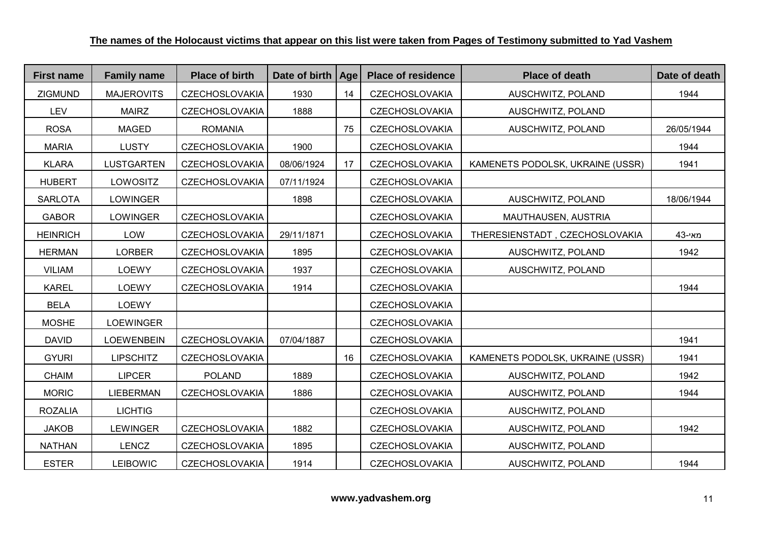**The names of the Holocaust victims that appear on this list were taken from Pages of Testimony submitted to Yad Vashem**

| First name | Family name | Place of birth | Date of birth | Age | Place of residence | Place of death | Date of death |
|---|---|---|---|---|---|---|---|
| ZIGMUND | MAJEROVITS | CZECHOSLOVAKIA | 1930 | 14 | CZECHOSLOVAKIA | AUSCHWITZ, POLAND | 1944 |
| LEV | MAIRZ | CZECHOSLOVAKIA | 1888 | | CZECHOSLOVAKIA | AUSCHWITZ, POLAND | |
| ROSA | MAGED | ROMANIA | | 75 | CZECHOSLOVAKIA | AUSCHWITZ, POLAND | 26/05/1944 |
| MARIA | LUSTY | CZECHOSLOVAKIA | 1900 | | CZECHOSLOVAKIA | | 1944 |
| KLARA | LUSTGARTEN | CZECHOSLOVAKIA | 08/06/1924 | 17 | CZECHOSLOVAKIA | KAMENETS PODOLSK, UKRAINE (USSR) | 1941 |
| HUBERT | LOWOSITZ | CZECHOSLOVAKIA | 07/11/1924 | | CZECHOSLOVAKIA | | |
| SARLOTA | LOWINGER | | 1898 | | CZECHOSLOVAKIA | AUSCHWITZ, POLAND | 18/06/1944 |
| GABOR | LOWINGER | CZECHOSLOVAKIA | | | CZECHOSLOVAKIA | MAUTHAUSEN, AUSTRIA | |
| HEINRICH | LOW | CZECHOSLOVAKIA | 29/11/1871 | | CZECHOSLOVAKIA | THERESIENSTADT , CZECHOSLOVAKIA | מאי-43 |
| HERMAN | LORBER | CZECHOSLOVAKIA | 1895 | | CZECHOSLOVAKIA | AUSCHWITZ, POLAND | 1942 |
| VILIAM | LOEWY | CZECHOSLOVAKIA | 1937 | | CZECHOSLOVAKIA | AUSCHWITZ, POLAND | |
| KAREL | LOEWY | CZECHOSLOVAKIA | 1914 | | CZECHOSLOVAKIA | | 1944 |
| BELA | LOEWY | | | | CZECHOSLOVAKIA | | |
| MOSHE | LOEWINGER | | | | CZECHOSLOVAKIA | | |
| DAVID | LOEWENBEIN | CZECHOSLOVAKIA | 07/04/1887 | | CZECHOSLOVAKIA | | 1941 |
| GYURI | LIPSCHITZ | CZECHOSLOVAKIA | | 16 | CZECHOSLOVAKIA | KAMENETS PODOLSK, UKRAINE (USSR) | 1941 |
| CHAIM | LIPCER | POLAND | 1889 | | CZECHOSLOVAKIA | AUSCHWITZ, POLAND | 1942 |
| MORIC | LIEBERMAN | CZECHOSLOVAKIA | 1886 | | CZECHOSLOVAKIA | AUSCHWITZ, POLAND | 1944 |
| ROZALIA | LICHTIG | | | | CZECHOSLOVAKIA | AUSCHWITZ, POLAND | |
| JAKOB | LEWINGER | CZECHOSLOVAKIA | 1882 | | CZECHOSLOVAKIA | AUSCHWITZ, POLAND | 1942 |
| NATHAN | LENCZ | CZECHOSLOVAKIA | 1895 | | CZECHOSLOVAKIA | AUSCHWITZ, POLAND | |
| ESTER | LEIBOWIC | CZECHOSLOVAKIA | 1914 | | CZECHOSLOVAKIA | AUSCHWITZ, POLAND | 1944 |

**www.yadvashem.org**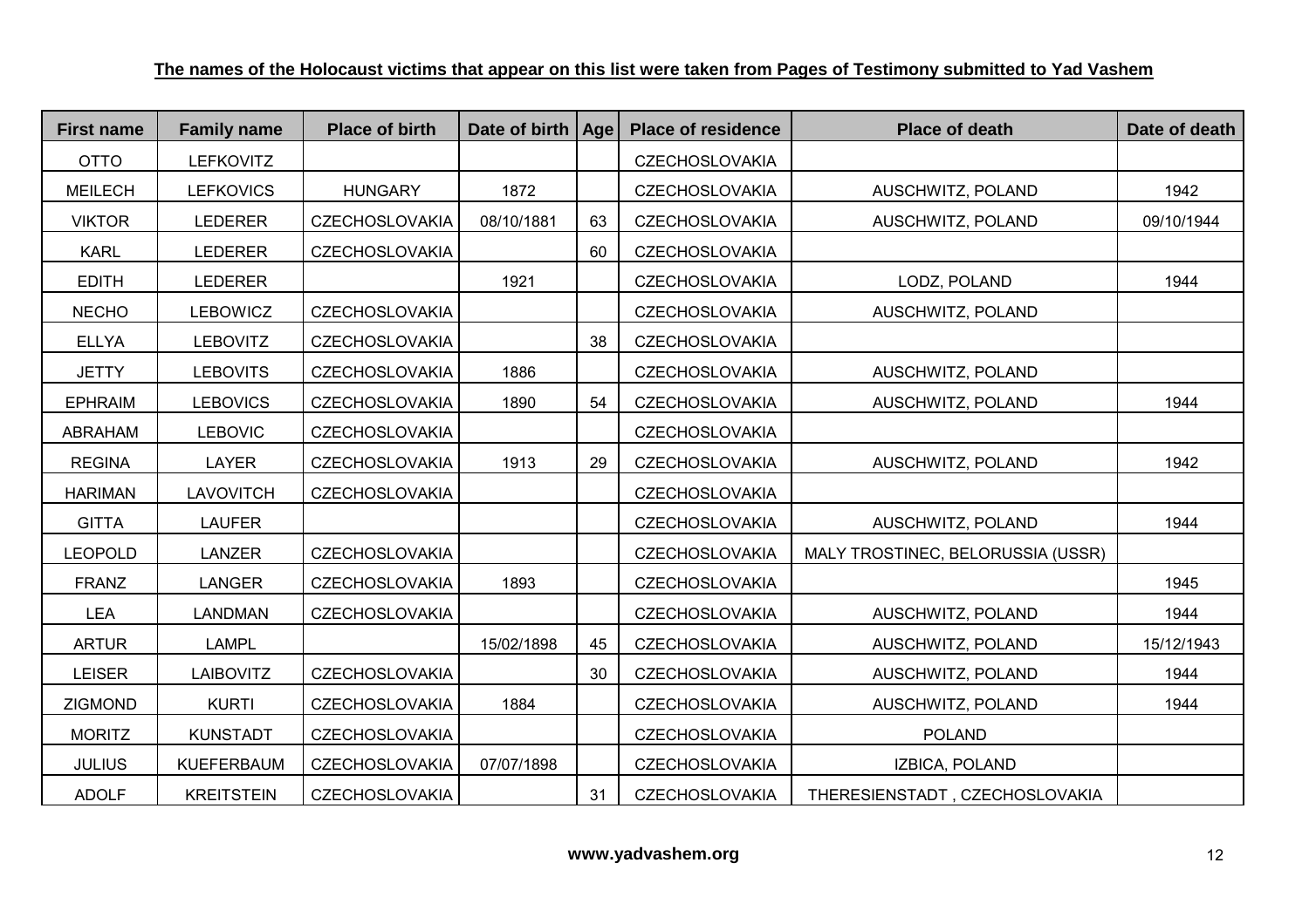**The names of the Holocaust victims that appear on this list were taken from Pages of Testimony submitted to Yad Vashem**

| First name | Family name | Place of birth | Date of birth | Age | Place of residence | Place of death | Date of death |
|---|---|---|---|---|---|---|---|
| OTTO | LEFKOVITZ | | | | CZECHOSLOVAKIA | | |
| MEILECH | LEFKOVICS | HUNGARY | 1872 | | CZECHOSLOVAKIA | AUSCHWITZ, POLAND | 1942 |
| VIKTOR | LEDERER | CZECHOSLOVAKIA | 08/10/1881 | 63 | CZECHOSLOVAKIA | AUSCHWITZ, POLAND | 09/10/1944 |
| KARL | LEDERER | CZECHOSLOVAKIA | | 60 | CZECHOSLOVAKIA | | |
| EDITH | LEDERER | | 1921 | | CZECHOSLOVAKIA | LODZ, POLAND | 1944 |
| NECHO | LEBOWICZ | CZECHOSLOVAKIA | | | CZECHOSLOVAKIA | AUSCHWITZ, POLAND | |
| ELLYA | LEBOVITZ | CZECHOSLOVAKIA | | 38 | CZECHOSLOVAKIA | | |
| JETTY | LEBOVITS | CZECHOSLOVAKIA | 1886 | | CZECHOSLOVAKIA | AUSCHWITZ, POLAND | |
| EPHRAIM | LEBOVICS | CZECHOSLOVAKIA | 1890 | 54 | CZECHOSLOVAKIA | AUSCHWITZ, POLAND | 1944 |
| ABRAHAM | LEBOVIC | CZECHOSLOVAKIA | | | CZECHOSLOVAKIA | | |
| REGINA | LAYER | CZECHOSLOVAKIA | 1913 | 29 | CZECHOSLOVAKIA | AUSCHWITZ, POLAND | 1942 |
| HARIMAN | LAVOVITCH | CZECHOSLOVAKIA | | | CZECHOSLOVAKIA | | |
| GITTA | LAUFER | | | | CZECHOSLOVAKIA | AUSCHWITZ, POLAND | 1944 |
| LEOPOLD | LANZER | CZECHOSLOVAKIA | | | CZECHOSLOVAKIA | MALY TROSTINEC, BELORUSSIA (USSR) | |
| FRANZ | LANGER | CZECHOSLOVAKIA | 1893 | | CZECHOSLOVAKIA | | 1945 |
| LEA | LANDMAN | CZECHOSLOVAKIA | | | CZECHOSLOVAKIA | AUSCHWITZ, POLAND | 1944 |
| ARTUR | LAMPL | | 15/02/1898 | 45 | CZECHOSLOVAKIA | AUSCHWITZ, POLAND | 15/12/1943 |
| LEISER | LAIBOVITZ | CZECHOSLOVAKIA | | 30 | CZECHOSLOVAKIA | AUSCHWITZ, POLAND | 1944 |
| ZIGMOND | KURTI | CZECHOSLOVAKIA | 1884 | | CZECHOSLOVAKIA | AUSCHWITZ, POLAND | 1944 |
| MORITZ | KUNSTADT | CZECHOSLOVAKIA | | | CZECHOSLOVAKIA | POLAND | |
| JULIUS | KUEFERBAUM | CZECHOSLOVAKIA | 07/07/1898 | | CZECHOSLOVAKIA | IZBICA, POLAND | |
| ADOLF | KREITSTEIN | CZECHOSLOVAKIA | | 31 | CZECHOSLOVAKIA | THERESIENSTADT , CZECHOSLOVAKIA | |

**www.yadvashem.org**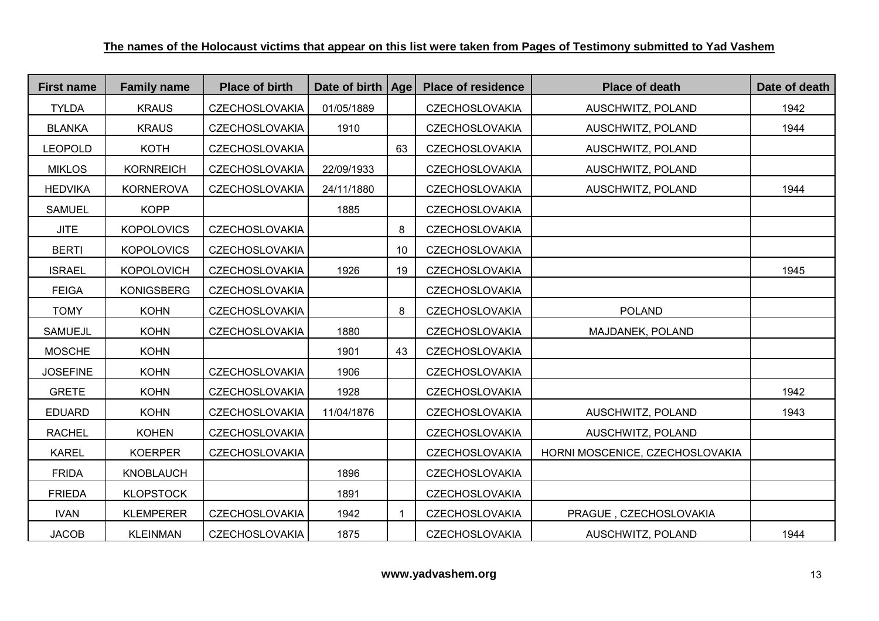**The names of the Holocaust victims that appear on this list were taken from Pages of Testimony submitted to Yad Vashem**

| First name | Family name | Place of birth | Date of birth | Age | Place of residence | Place of death | Date of death |
|---|---|---|---|---|---|---|---|
| TYLDA | KRAUS | CZECHOSLOVAKIA | 01/05/1889 | | CZECHOSLOVAKIA | AUSCHWITZ, POLAND | 1942 |
| BLANKA | KRAUS | CZECHOSLOVAKIA | 1910 | | CZECHOSLOVAKIA | AUSCHWITZ, POLAND | 1944 |
| LEOPOLD | KOTH | CZECHOSLOVAKIA | | 63 | CZECHOSLOVAKIA | AUSCHWITZ, POLAND | |
| MIKLOS | KORNREICH | CZECHOSLOVAKIA | 22/09/1933 | | CZECHOSLOVAKIA | AUSCHWITZ, POLAND | |
| HEDVIKA | KORNEROVA | CZECHOSLOVAKIA | 24/11/1880 | | CZECHOSLOVAKIA | AUSCHWITZ, POLAND | 1944 |
| SAMUEL | KOPP | | 1885 | | CZECHOSLOVAKIA | | |
| JITE | KOPOLOVICS | CZECHOSLOVAKIA | | 8 | CZECHOSLOVAKIA | | |
| BERTI | KOPOLOVICS | CZECHOSLOVAKIA | | 10 | CZECHOSLOVAKIA | | |
| ISRAEL | KOPOLOVICH | CZECHOSLOVAKIA | 1926 | 19 | CZECHOSLOVAKIA | | 1945 |
| FEIGA | KONIGSBERG | CZECHOSLOVAKIA | | | CZECHOSLOVAKIA | | |
| TOMY | KOHN | CZECHOSLOVAKIA | | 8 | CZECHOSLOVAKIA | POLAND | |
| SAMUEJL | KOHN | CZECHOSLOVAKIA | 1880 | | CZECHOSLOVAKIA | MAJDANEK, POLAND | |
| MOSCHE | KOHN | | 1901 | 43 | CZECHOSLOVAKIA | | |
| JOSEFINE | KOHN | CZECHOSLOVAKIA | 1906 | | CZECHOSLOVAKIA | | |
| GRETE | KOHN | CZECHOSLOVAKIA | 1928 | | CZECHOSLOVAKIA | | 1942 |
| EDUARD | KOHN | CZECHOSLOVAKIA | 11/04/1876 | | CZECHOSLOVAKIA | AUSCHWITZ, POLAND | 1943 |
| RACHEL | KOHEN | CZECHOSLOVAKIA | | | CZECHOSLOVAKIA | AUSCHWITZ, POLAND | |
| KAREL | KOERPER | CZECHOSLOVAKIA | | | CZECHOSLOVAKIA | HORNI MOSCENICE, CZECHOSLOVAKIA | |
| FRIDA | KNOBLAUCH | | 1896 | | CZECHOSLOVAKIA | | |
| FRIEDA | KLOPSTOCK | | 1891 | | CZECHOSLOVAKIA | | |
| IVAN | KLEMPERER | CZECHOSLOVAKIA | 1942 | 1 | CZECHOSLOVAKIA | PRAGUE , CZECHOSLOVAKIA | |
| JACOB | KLEINMAN | CZECHOSLOVAKIA | 1875 | | CZECHOSLOVAKIA | AUSCHWITZ, POLAND | 1944 |

**www.yadvashem.org**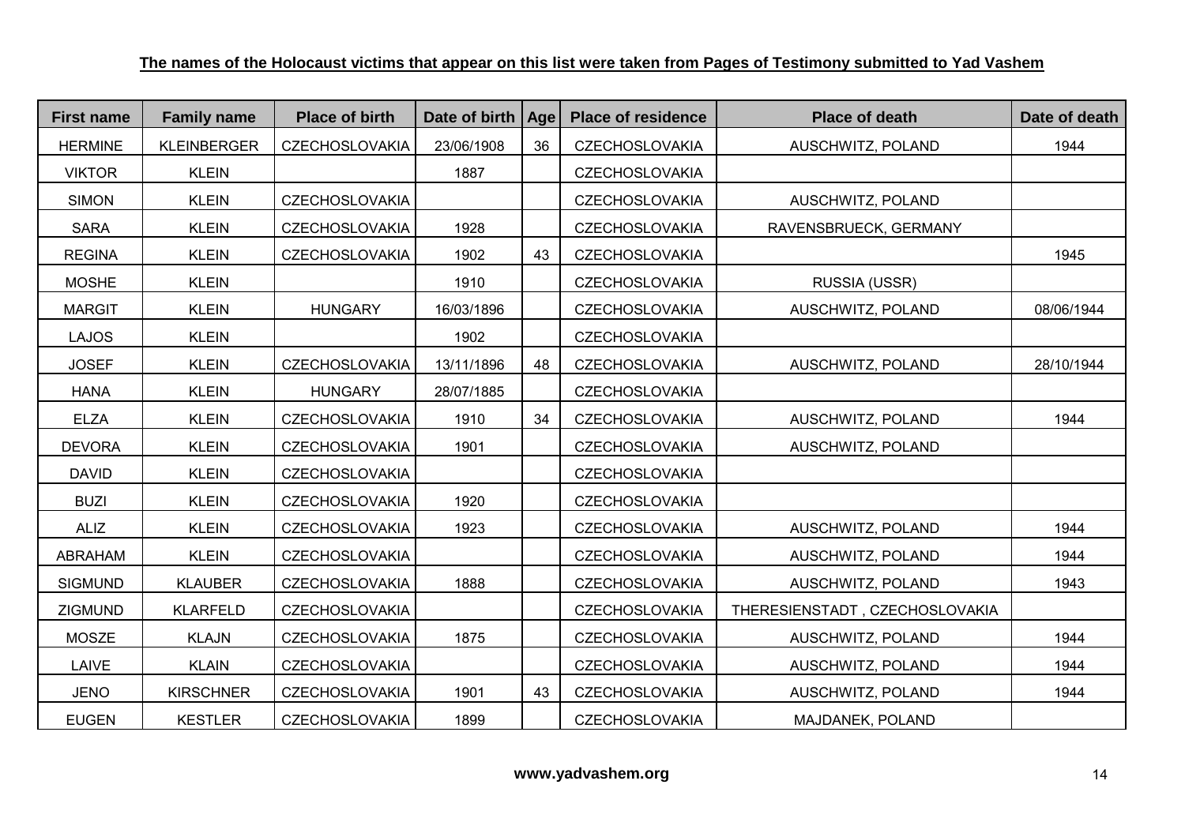**The names of the Holocaust victims that appear on this list were taken from Pages of Testimony submitted to Yad Vashem**

| First name | Family name | Place of birth | Date of birth | Age | Place of residence | Place of death | Date of death |
|---|---|---|---|---|---|---|---|
| HERMINE | KLEINBERGER | CZECHOSLOVAKIA | 23/06/1908 | 36 | CZECHOSLOVAKIA | AUSCHWITZ, POLAND | 1944 |
| VIKTOR | KLEIN | | 1887 | | CZECHOSLOVAKIA | | |
| SIMON | KLEIN | CZECHOSLOVAKIA | | | CZECHOSLOVAKIA | AUSCHWITZ, POLAND | |
| SARA | KLEIN | CZECHOSLOVAKIA | 1928 | | CZECHOSLOVAKIA | RAVENSBRUECK, GERMANY | |
| REGINA | KLEIN | CZECHOSLOVAKIA | 1902 | 43 | CZECHOSLOVAKIA | | 1945 |
| MOSHE | KLEIN | | 1910 | | CZECHOSLOVAKIA | RUSSIA (USSR) | |
| MARGIT | KLEIN | HUNGARY | 16/03/1896 | | CZECHOSLOVAKIA | AUSCHWITZ, POLAND | 08/06/1944 |
| LAJOS | KLEIN | | 1902 | | CZECHOSLOVAKIA | | |
| JOSEF | KLEIN | CZECHOSLOVAKIA | 13/11/1896 | 48 | CZECHOSLOVAKIA | AUSCHWITZ, POLAND | 28/10/1944 |
| HANA | KLEIN | HUNGARY | 28/07/1885 | | CZECHOSLOVAKIA | | |
| ELZA | KLEIN | CZECHOSLOVAKIA | 1910 | 34 | CZECHOSLOVAKIA | AUSCHWITZ, POLAND | 1944 |
| DEVORA | KLEIN | CZECHOSLOVAKIA | 1901 | | CZECHOSLOVAKIA | AUSCHWITZ, POLAND | |
| DAVID | KLEIN | CZECHOSLOVAKIA | | | CZECHOSLOVAKIA | | |
| BUZI | KLEIN | CZECHOSLOVAKIA | 1920 | | CZECHOSLOVAKIA | | |
| ALIZ | KLEIN | CZECHOSLOVAKIA | 1923 | | CZECHOSLOVAKIA | AUSCHWITZ, POLAND | 1944 |
| ABRAHAM | KLEIN | CZECHOSLOVAKIA | | | CZECHOSLOVAKIA | AUSCHWITZ, POLAND | 1944 |
| SIGMUND | KLAUBER | CZECHOSLOVAKIA | 1888 | | CZECHOSLOVAKIA | AUSCHWITZ, POLAND | 1943 |
| ZIGMUND | KLARFELD | CZECHOSLOVAKIA | | | CZECHOSLOVAKIA | THERESIENSTADT , CZECHOSLOVAKIA | |
| MOSZE | KLAJN | CZECHOSLOVAKIA | 1875 | | CZECHOSLOVAKIA | AUSCHWITZ, POLAND | 1944 |
| LAIVE | KLAIN | CZECHOSLOVAKIA | | | CZECHOSLOVAKIA | AUSCHWITZ, POLAND | 1944 |
| JENO | KIRSCHNER | CZECHOSLOVAKIA | 1901 | 43 | CZECHOSLOVAKIA | AUSCHWITZ, POLAND | 1944 |
| EUGEN | KESTLER | CZECHOSLOVAKIA | 1899 | | CZECHOSLOVAKIA | MAJDANEK, POLAND | |

**www.yadvashem.org**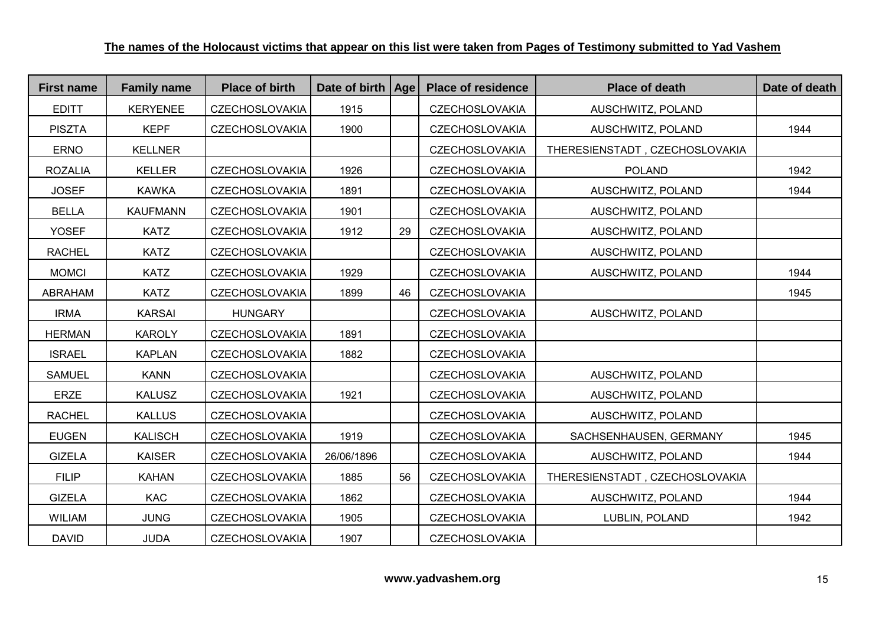**The names of the Holocaust victims that appear on this list were taken from Pages of Testimony submitted to Yad Vashem**

| First name | Family name | Place of birth | Date of birth | Age | Place of residence | Place of death | Date of death |
|---|---|---|---|---|---|---|---|
| EDITT | KERYENEE | CZECHOSLOVAKIA | 1915 | | CZECHOSLOVAKIA | AUSCHWITZ, POLAND | |
| PISZTA | KEPF | CZECHOSLOVAKIA | 1900 | | CZECHOSLOVAKIA | AUSCHWITZ, POLAND | 1944 |
| ERNO | KELLNER | | | | CZECHOSLOVAKIA | THERESIENSTADT , CZECHOSLOVAKIA | |
| ROZALIA | KELLER | CZECHOSLOVAKIA | 1926 | | CZECHOSLOVAKIA | POLAND | 1942 |
| JOSEF | KAWKA | CZECHOSLOVAKIA | 1891 | | CZECHOSLOVAKIA | AUSCHWITZ, POLAND | 1944 |
| BELLA | KAUFMANN | CZECHOSLOVAKIA | 1901 | | CZECHOSLOVAKIA | AUSCHWITZ, POLAND | |
| YOSEF | KATZ | CZECHOSLOVAKIA | 1912 | 29 | CZECHOSLOVAKIA | AUSCHWITZ, POLAND | |
| RACHEL | KATZ | CZECHOSLOVAKIA | | | CZECHOSLOVAKIA | AUSCHWITZ, POLAND | |
| MOMCI | KATZ | CZECHOSLOVAKIA | 1929 | | CZECHOSLOVAKIA | AUSCHWITZ, POLAND | 1944 |
| ABRAHAM | KATZ | CZECHOSLOVAKIA | 1899 | 46 | CZECHOSLOVAKIA | | 1945 |
| IRMA | KARSAI | HUNGARY | | | CZECHOSLOVAKIA | AUSCHWITZ, POLAND | |
| HERMAN | KAROLY | CZECHOSLOVAKIA | 1891 | | CZECHOSLOVAKIA | | |
| ISRAEL | KAPLAN | CZECHOSLOVAKIA | 1882 | | CZECHOSLOVAKIA | | |
| SAMUEL | KANN | CZECHOSLOVAKIA | | | CZECHOSLOVAKIA | AUSCHWITZ, POLAND | |
| ERZE | KALUSZ | CZECHOSLOVAKIA | 1921 | | CZECHOSLOVAKIA | AUSCHWITZ, POLAND | |
| RACHEL | KALLUS | CZECHOSLOVAKIA | | | CZECHOSLOVAKIA | AUSCHWITZ, POLAND | |
| EUGEN | KALISCH | CZECHOSLOVAKIA | 1919 | | CZECHOSLOVAKIA | SACHSENHAUSEN, GERMANY | 1945 |
| GIZELA | KAISER | CZECHOSLOVAKIA | 26/06/1896 | | CZECHOSLOVAKIA | AUSCHWITZ, POLAND | 1944 |
| FILIP | KAHAN | CZECHOSLOVAKIA | 1885 | 56 | CZECHOSLOVAKIA | THERESIENSTADT , CZECHOSLOVAKIA | |
| GIZELA | KAC | CZECHOSLOVAKIA | 1862 | | CZECHOSLOVAKIA | AUSCHWITZ, POLAND | 1944 |
| WILIAM | JUNG | CZECHOSLOVAKIA | 1905 | | CZECHOSLOVAKIA | LUBLIN, POLAND | 1942 |
| DAVID | JUDA | CZECHOSLOVAKIA | 1907 | | CZECHOSLOVAKIA | | |

**www.yadvashem.org**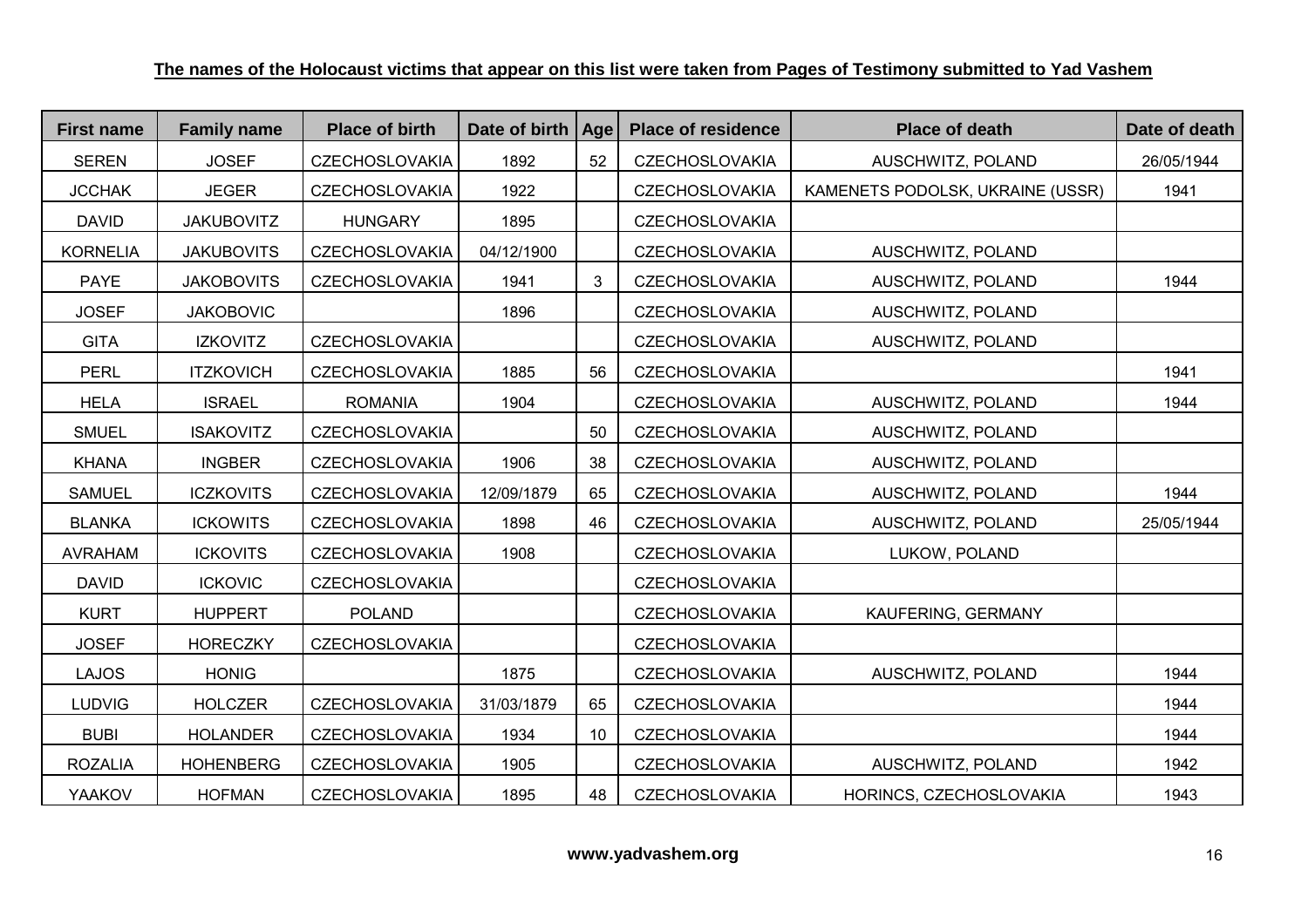**The names of the Holocaust victims that appear on this list were taken from Pages of Testimony submitted to Yad Vashem**

| First name | Family name | Place of birth | Date of birth | Age | Place of residence | Place of death | Date of death |
|---|---|---|---|---|---|---|---|
| SEREN | JOSEF | CZECHOSLOVAKIA | 1892 | 52 | CZECHOSLOVAKIA | AUSCHWITZ, POLAND | 26/05/1944 |
| JCCHAK | JEGER | CZECHOSLOVAKIA | 1922 | | CZECHOSLOVAKIA | KAMENETS PODOLSK, UKRAINE (USSR) | 1941 |
| DAVID | JAKUBOVITZ | HUNGARY | 1895 | | CZECHOSLOVAKIA | | |
| KORNELIA | JAKUBOVITS | CZECHOSLOVAKIA | 04/12/1900 | | CZECHOSLOVAKIA | AUSCHWITZ, POLAND | |
| PAYE | JAKOBOVITS | CZECHOSLOVAKIA | 1941 | 3 | CZECHOSLOVAKIA | AUSCHWITZ, POLAND | 1944 |
| JOSEF | JAKOBOVIC | | 1896 | | CZECHOSLOVAKIA | AUSCHWITZ, POLAND | |
| GITA | IZKOVITZ | CZECHOSLOVAKIA | | | CZECHOSLOVAKIA | AUSCHWITZ, POLAND | |
| PERL | ITZKOVICH | CZECHOSLOVAKIA | 1885 | 56 | CZECHOSLOVAKIA | | 1941 |
| HELA | ISRAEL | ROMANIA | 1904 | | CZECHOSLOVAKIA | AUSCHWITZ, POLAND | 1944 |
| SMUEL | ISAKOVITZ | CZECHOSLOVAKIA | | 50 | CZECHOSLOVAKIA | AUSCHWITZ, POLAND | |
| KHANA | INGBER | CZECHOSLOVAKIA | 1906 | 38 | CZECHOSLOVAKIA | AUSCHWITZ, POLAND | |
| SAMUEL | ICZKOVITS | CZECHOSLOVAKIA | 12/09/1879 | 65 | CZECHOSLOVAKIA | AUSCHWITZ, POLAND | 1944 |
| BLANKA | ICKOWITS | CZECHOSLOVAKIA | 1898 | 46 | CZECHOSLOVAKIA | AUSCHWITZ, POLAND | 25/05/1944 |
| AVRAHAM | ICKOVITS | CZECHOSLOVAKIA | 1908 | | CZECHOSLOVAKIA | LUKOW, POLAND | |
| DAVID | ICKOVIC | CZECHOSLOVAKIA | | | CZECHOSLOVAKIA | | |
| KURT | HUPPERT | POLAND | | | CZECHOSLOVAKIA | KAUFERING, GERMANY | |
| JOSEF | HORECZKY | CZECHOSLOVAKIA | | | CZECHOSLOVAKIA | | |
| LAJOS | HONIG | | 1875 | | CZECHOSLOVAKIA | AUSCHWITZ, POLAND | 1944 |
| LUDVIG | HOLCZER | CZECHOSLOVAKIA | 31/03/1879 | 65 | CZECHOSLOVAKIA | | 1944 |
| BUBI | HOLANDER | CZECHOSLOVAKIA | 1934 | 10 | CZECHOSLOVAKIA | | 1944 |
| ROZALIA | HOHENBERG | CZECHOSLOVAKIA | 1905 | | CZECHOSLOVAKIA | AUSCHWITZ, POLAND | 1942 |
| YAAKOV | HOFMAN | CZECHOSLOVAKIA | 1895 | 48 | CZECHOSLOVAKIA | HORINCS, CZECHOSLOVAKIA | 1943 |

**www.yadvashem.org**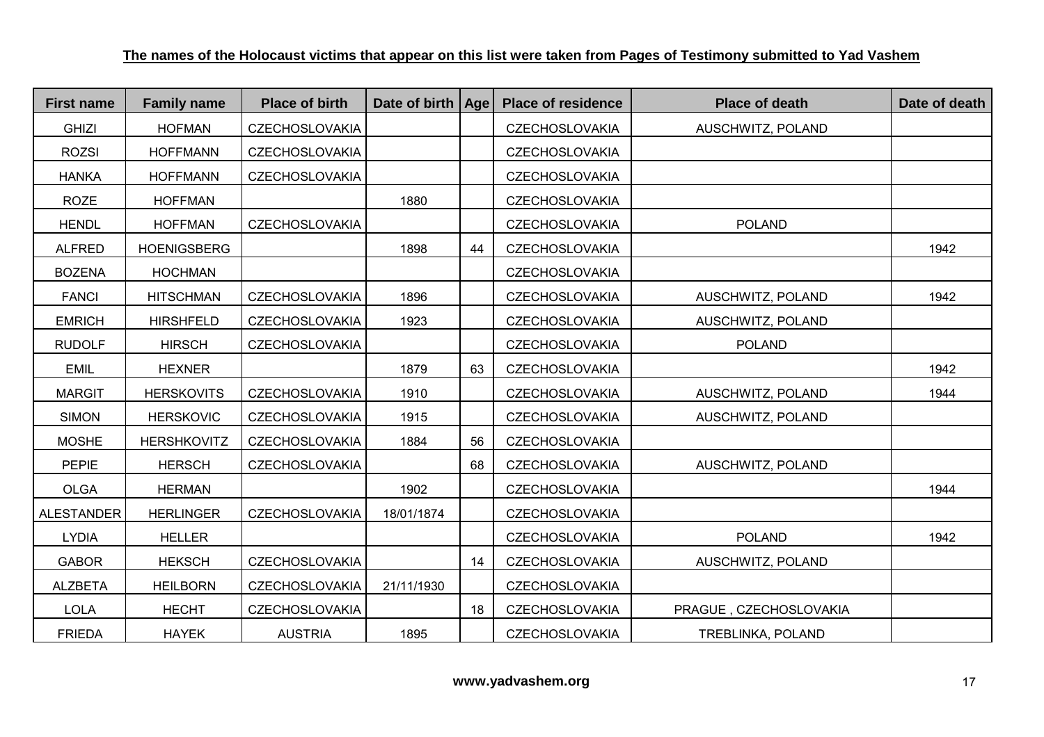**The names of the Holocaust victims that appear on this list were taken from Pages of Testimony submitted to Yad Vashem**

| First name | Family name | Place of birth | Date of birth | Age | Place of residence | Place of death | Date of death |
|---|---|---|---|---|---|---|---|
| GHIZI | HOFMAN | CZECHOSLOVAKIA | | | CZECHOSLOVAKIA | AUSCHWITZ, POLAND | |
| ROZSI | HOFFMANN | CZECHOSLOVAKIA | | | CZECHOSLOVAKIA | | |
| HANKA | HOFFMANN | CZECHOSLOVAKIA | | | CZECHOSLOVAKIA | | |
| ROZE | HOFFMAN | | 1880 | | CZECHOSLOVAKIA | | |
| HENDL | HOFFMAN | CZECHOSLOVAKIA | | | CZECHOSLOVAKIA | POLAND | |
| ALFRED | HOENIGSBERG | | 1898 | 44 | CZECHOSLOVAKIA | | 1942 |
| BOZENA | HOCHMAN | | | | CZECHOSLOVAKIA | | |
| FANCI | HITSCHMAN | CZECHOSLOVAKIA | 1896 | | CZECHOSLOVAKIA | AUSCHWITZ, POLAND | 1942 |
| EMRICH | HIRSHFELD | CZECHOSLOVAKIA | 1923 | | CZECHOSLOVAKIA | AUSCHWITZ, POLAND | |
| RUDOLF | HIRSCH | CZECHOSLOVAKIA | | | CZECHOSLOVAKIA | POLAND | |
| EMIL | HEXNER | | 1879 | 63 | CZECHOSLOVAKIA | | 1942 |
| MARGIT | HERSKOVITS | CZECHOSLOVAKIA | 1910 | | CZECHOSLOVAKIA | AUSCHWITZ, POLAND | 1944 |
| SIMON | HERSKOVIC | CZECHOSLOVAKIA | 1915 | | CZECHOSLOVAKIA | AUSCHWITZ, POLAND | |
| MOSHE | HERSHKOVITZ | CZECHOSLOVAKIA | 1884 | 56 | CZECHOSLOVAKIA | | |
| PEPIE | HERSCH | CZECHOSLOVAKIA | | 68 | CZECHOSLOVAKIA | AUSCHWITZ, POLAND | |
| OLGA | HERMAN | | 1902 | | CZECHOSLOVAKIA | | 1944 |
| ALESTANDER | HERLINGER | CZECHOSLOVAKIA | 18/01/1874 | | CZECHOSLOVAKIA | | |
| LYDIA | HELLER | | | | CZECHOSLOVAKIA | POLAND | 1942 |
| GABOR | HEKSCH | CZECHOSLOVAKIA | | 14 | CZECHOSLOVAKIA | AUSCHWITZ, POLAND | |
| ALZBETA | HEILBORN | CZECHOSLOVAKIA | 21/11/1930 | | CZECHOSLOVAKIA | | |
| LOLA | HECHT | CZECHOSLOVAKIA | | 18 | CZECHOSLOVAKIA | PRAGUE , CZECHOSLOVAKIA | |
| FRIEDA | HAYEK | AUSTRIA | 1895 | | CZECHOSLOVAKIA | TREBLINKA, POLAND | |

**www.yadvashem.org**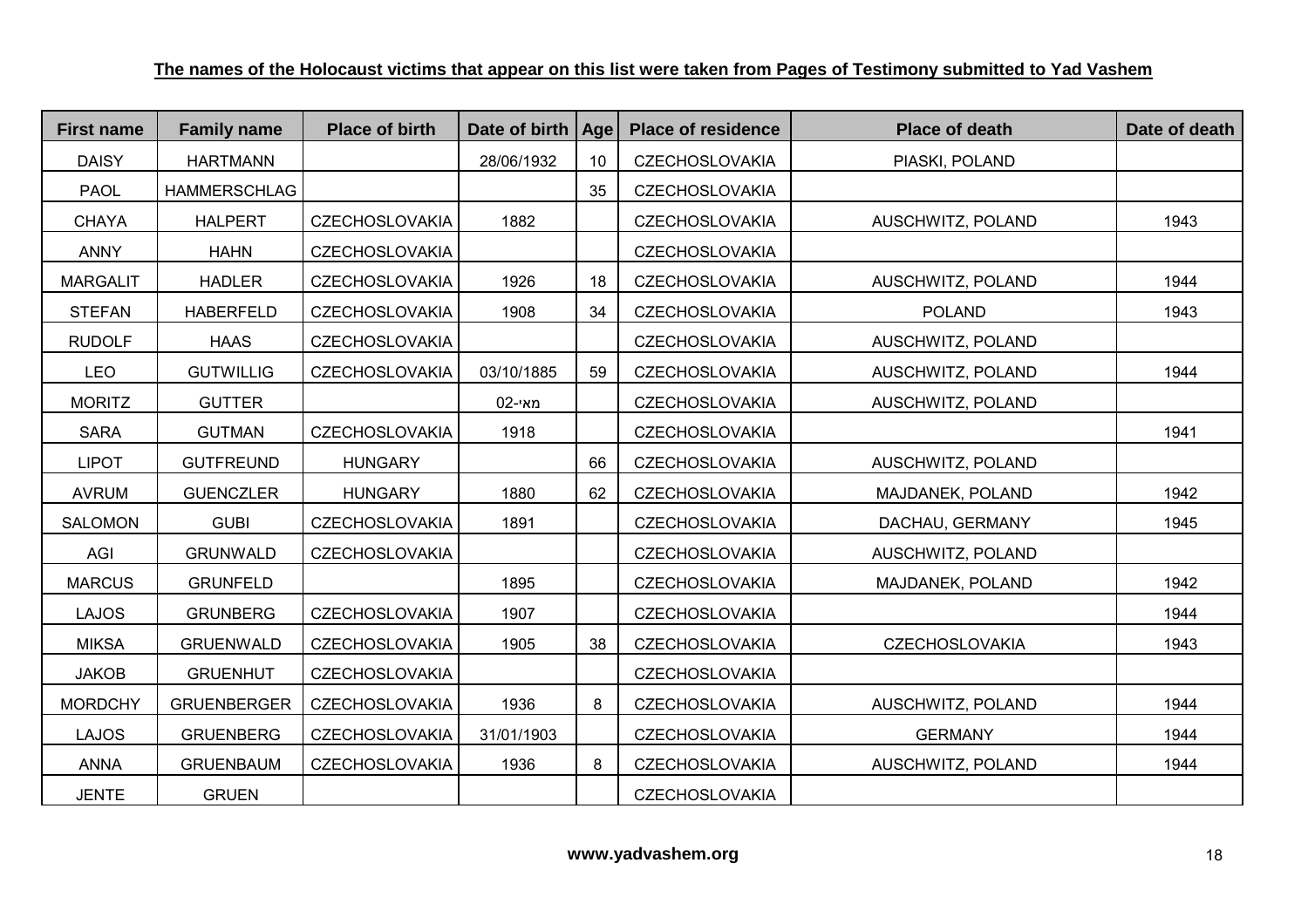**The names of the Holocaust victims that appear on this list were taken from Pages of Testimony submitted to Yad Vashem**

| First name | Family name | Place of birth | Date of birth | Age | Place of residence | Place of death | Date of death |
|---|---|---|---|---|---|---|---|
| DAISY | HARTMANN | | 28/06/1932 | 10 | CZECHOSLOVAKIA | PIASKI, POLAND | |
| PAOL | HAMMERSCHLAG | | | 35 | CZECHOSLOVAKIA | | |
| CHAYA | HALPERT | CZECHOSLOVAKIA | 1882 | | CZECHOSLOVAKIA | AUSCHWITZ, POLAND | 1943 |
| ANNY | HAHN | CZECHOSLOVAKIA | | | CZECHOSLOVAKIA | | |
| MARGALIT | HADLER | CZECHOSLOVAKIA | 1926 | 18 | CZECHOSLOVAKIA | AUSCHWITZ, POLAND | 1944 |
| STEFAN | HABERFELD | CZECHOSLOVAKIA | 1908 | 34 | CZECHOSLOVAKIA | POLAND | 1943 |
| RUDOLF | HAAS | CZECHOSLOVAKIA | | | CZECHOSLOVAKIA | AUSCHWITZ, POLAND | |
| LEO | GUTWILLIG | CZECHOSLOVAKIA | 03/10/1885 | 59 | CZECHOSLOVAKIA | AUSCHWITZ, POLAND | 1944 |
| MORITZ | GUTTER | | מאי-02 | | CZECHOSLOVAKIA | AUSCHWITZ, POLAND | |
| SARA | GUTMAN | CZECHOSLOVAKIA | 1918 | | CZECHOSLOVAKIA | | 1941 |
| LIPOT | GUTFREUND | HUNGARY | | 66 | CZECHOSLOVAKIA | AUSCHWITZ, POLAND | |
| AVRUM | GUENCZLER | HUNGARY | 1880 | 62 | CZECHOSLOVAKIA | MAJDANEK, POLAND | 1942 |
| SALOMON | GUBI | CZECHOSLOVAKIA | 1891 | | CZECHOSLOVAKIA | DACHAU, GERMANY | 1945 |
| AGI | GRUNWALD | CZECHOSLOVAKIA | | | CZECHOSLOVAKIA | AUSCHWITZ, POLAND | |
| MARCUS | GRUNFELD | | 1895 | | CZECHOSLOVAKIA | MAJDANEK, POLAND | 1942 |
| LAJOS | GRUNBERG | CZECHOSLOVAKIA | 1907 | | CZECHOSLOVAKIA | | 1944 |
| MIKSA | GRUENWALD | CZECHOSLOVAKIA | 1905 | 38 | CZECHOSLOVAKIA | CZECHOSLOVAKIA | 1943 |
| JAKOB | GRUENHUT | CZECHOSLOVAKIA | | | CZECHOSLOVAKIA | | |
| MORDCHY | GRUENBERGER | CZECHOSLOVAKIA | 1936 | 8 | CZECHOSLOVAKIA | AUSCHWITZ, POLAND | 1944 |
| LAJOS | GRUENBERG | CZECHOSLOVAKIA | 31/01/1903 | | CZECHOSLOVAKIA | GERMANY | 1944 |
| ANNA | GRUENBAUM | CZECHOSLOVAKIA | 1936 | 8 | CZECHOSLOVAKIA | AUSCHWITZ, POLAND | 1944 |
| JENTE | GRUEN | | | | CZECHOSLOVAKIA | | |

**www.yadvashem.org**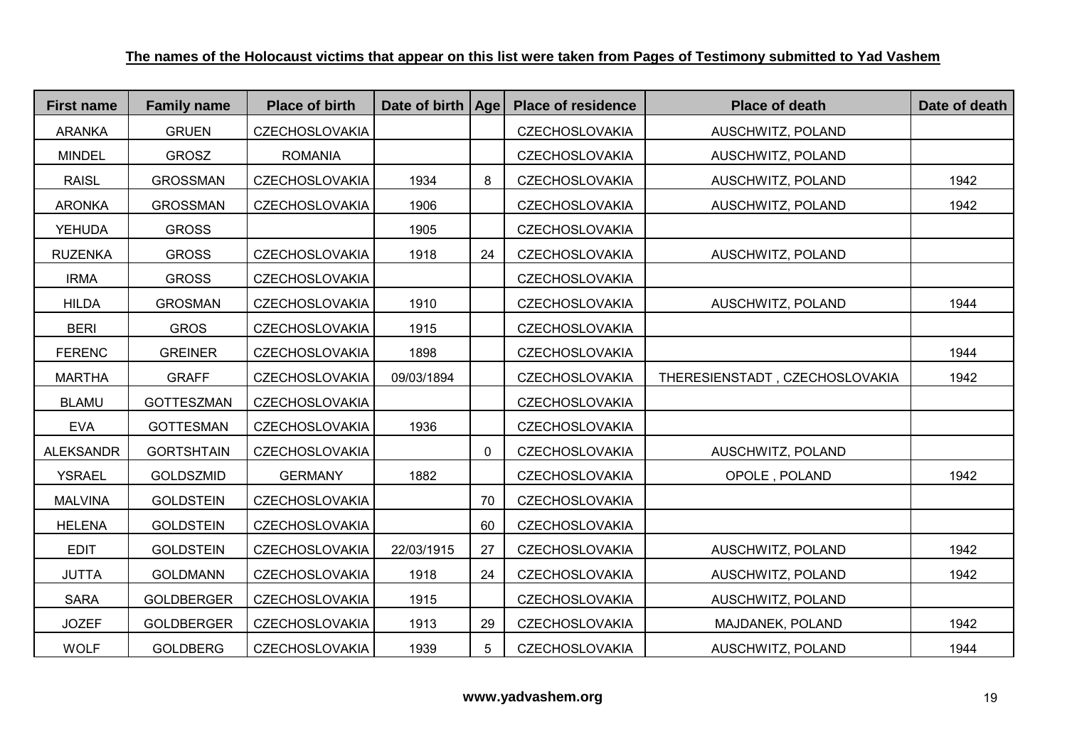**The names of the Holocaust victims that appear on this list were taken from Pages of Testimony submitted to Yad Vashem**

| First name | Family name | Place of birth | Date of birth | Age | Place of residence | Place of death | Date of death |
|---|---|---|---|---|---|---|---|
| ARANKA | GRUEN | CZECHOSLOVAKIA | | | CZECHOSLOVAKIA | AUSCHWITZ, POLAND | |
| MINDEL | GROSZ | ROMANIA | | | CZECHOSLOVAKIA | AUSCHWITZ, POLAND | |
| RAISL | GROSSMAN | CZECHOSLOVAKIA | 1934 | 8 | CZECHOSLOVAKIA | AUSCHWITZ, POLAND | 1942 |
| ARONKA | GROSSMAN | CZECHOSLOVAKIA | 1906 | | CZECHOSLOVAKIA | AUSCHWITZ, POLAND | 1942 |
| YEHUDA | GROSS | | 1905 | | CZECHOSLOVAKIA | | |
| RUZENKA | GROSS | CZECHOSLOVAKIA | 1918 | 24 | CZECHOSLOVAKIA | AUSCHWITZ, POLAND | |
| IRMA | GROSS | CZECHOSLOVAKIA | | | CZECHOSLOVAKIA | | |
| HILDA | GROSMAN | CZECHOSLOVAKIA | 1910 | | CZECHOSLOVAKIA | AUSCHWITZ, POLAND | 1944 |
| BERI | GROS | CZECHOSLOVAKIA | 1915 | | CZECHOSLOVAKIA | | |
| FERENC | GREINER | CZECHOSLOVAKIA | 1898 | | CZECHOSLOVAKIA | | 1944 |
| MARTHA | GRAFF | CZECHOSLOVAKIA | 09/03/1894 | | CZECHOSLOVAKIA | THERESIENSTADT , CZECHOSLOVAKIA | 1942 |
| BLAMU | GOTTESZMAN | CZECHOSLOVAKIA | | | CZECHOSLOVAKIA | | |
| EVA | GOTTESMAN | CZECHOSLOVAKIA | 1936 | | CZECHOSLOVAKIA | | |
| ALEKSANDR | GORTSHTAIN | CZECHOSLOVAKIA | | 0 | CZECHOSLOVAKIA | AUSCHWITZ, POLAND | |
| YSRAEL | GOLDSZMID | GERMANY | 1882 | | CZECHOSLOVAKIA | OPOLE , POLAND | 1942 |
| MALVINA | GOLDSTEIN | CZECHOSLOVAKIA | | 70 | CZECHOSLOVAKIA | | |
| HELENA | GOLDSTEIN | CZECHOSLOVAKIA | | 60 | CZECHOSLOVAKIA | | |
| EDIT | GOLDSTEIN | CZECHOSLOVAKIA | 22/03/1915 | 27 | CZECHOSLOVAKIA | AUSCHWITZ, POLAND | 1942 |
| JUTTA | GOLDMANN | CZECHOSLOVAKIA | 1918 | 24 | CZECHOSLOVAKIA | AUSCHWITZ, POLAND | 1942 |
| SARA | GOLDBERGER | CZECHOSLOVAKIA | 1915 | | CZECHOSLOVAKIA | AUSCHWITZ, POLAND | |
| JOZEF | GOLDBERGER | CZECHOSLOVAKIA | 1913 | 29 | CZECHOSLOVAKIA | MAJDANEK, POLAND | 1942 |
| WOLF | GOLDBERG | CZECHOSLOVAKIA | 1939 | 5 | CZECHOSLOVAKIA | AUSCHWITZ, POLAND | 1944 |

**www.yadvashem.org**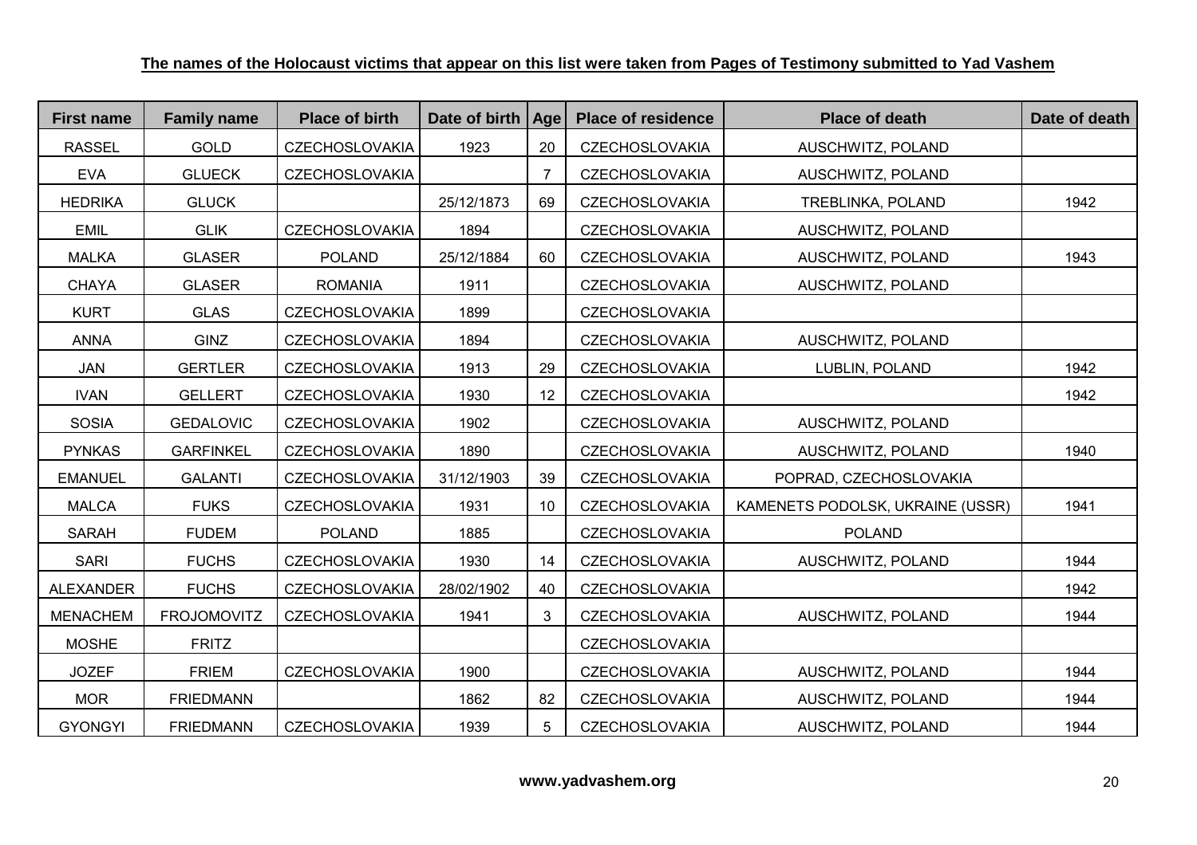**The names of the Holocaust victims that appear on this list were taken from Pages of Testimony submitted to Yad Vashem**

| First name | Family name | Place of birth | Date of birth | Age | Place of residence | Place of death | Date of death |
|---|---|---|---|---|---|---|---|
| RASSEL | GOLD | CZECHOSLOVAKIA | 1923 | 20 | CZECHOSLOVAKIA | AUSCHWITZ, POLAND | |
| EVA | GLUECK | CZECHOSLOVAKIA | | 7 | CZECHOSLOVAKIA | AUSCHWITZ, POLAND | |
| HEDRIKA | GLUCK | | 25/12/1873 | 69 | CZECHOSLOVAKIA | TREBLINKA, POLAND | 1942 |
| EMIL | GLIK | CZECHOSLOVAKIA | 1894 | | CZECHOSLOVAKIA | AUSCHWITZ, POLAND | |
| MALKA | GLASER | POLAND | 25/12/1884 | 60 | CZECHOSLOVAKIA | AUSCHWITZ, POLAND | 1943 |
| CHAYA | GLASER | ROMANIA | 1911 | | CZECHOSLOVAKIA | AUSCHWITZ, POLAND | |
| KURT | GLAS | CZECHOSLOVAKIA | 1899 | | CZECHOSLOVAKIA | | |
| ANNA | GINZ | CZECHOSLOVAKIA | 1894 | | CZECHOSLOVAKIA | AUSCHWITZ, POLAND | |
| JAN | GERTLER | CZECHOSLOVAKIA | 1913 | 29 | CZECHOSLOVAKIA | LUBLIN, POLAND | 1942 |
| IVAN | GELLERT | CZECHOSLOVAKIA | 1930 | 12 | CZECHOSLOVAKIA | | 1942 |
| SOSIA | GEDALOVIC | CZECHOSLOVAKIA | 1902 | | CZECHOSLOVAKIA | AUSCHWITZ, POLAND | |
| PYNKAS | GARFINKEL | CZECHOSLOVAKIA | 1890 | | CZECHOSLOVAKIA | AUSCHWITZ, POLAND | 1940 |
| EMANUEL | GALANTI | CZECHOSLOVAKIA | 31/12/1903 | 39 | CZECHOSLOVAKIA | POPRAD, CZECHOSLOVAKIA | |
| MALCA | FUKS | CZECHOSLOVAKIA | 1931 | 10 | CZECHOSLOVAKIA | KAMENETS PODOLSK, UKRAINE (USSR) | 1941 |
| SARAH | FUDEM | POLAND | 1885 | | CZECHOSLOVAKIA | POLAND | |
| SARI | FUCHS | CZECHOSLOVAKIA | 1930 | 14 | CZECHOSLOVAKIA | AUSCHWITZ, POLAND | 1944 |
| ALEXANDER | FUCHS | CZECHOSLOVAKIA | 28/02/1902 | 40 | CZECHOSLOVAKIA | | 1942 |
| MENACHEM | FROJOMOVITZ | CZECHOSLOVAKIA | 1941 | 3 | CZECHOSLOVAKIA | AUSCHWITZ, POLAND | 1944 |
| MOSHE | FRITZ | | | | CZECHOSLOVAKIA | | |
| JOZEF | FRIEM | CZECHOSLOVAKIA | 1900 | | CZECHOSLOVAKIA | AUSCHWITZ, POLAND | 1944 |
| MOR | FRIEDMANN | | 1862 | 82 | CZECHOSLOVAKIA | AUSCHWITZ, POLAND | 1944 |
| GYONGYI | FRIEDMANN | CZECHOSLOVAKIA | 1939 | 5 | CZECHOSLOVAKIA | AUSCHWITZ, POLAND | 1944 |

**www.yadvashem.org**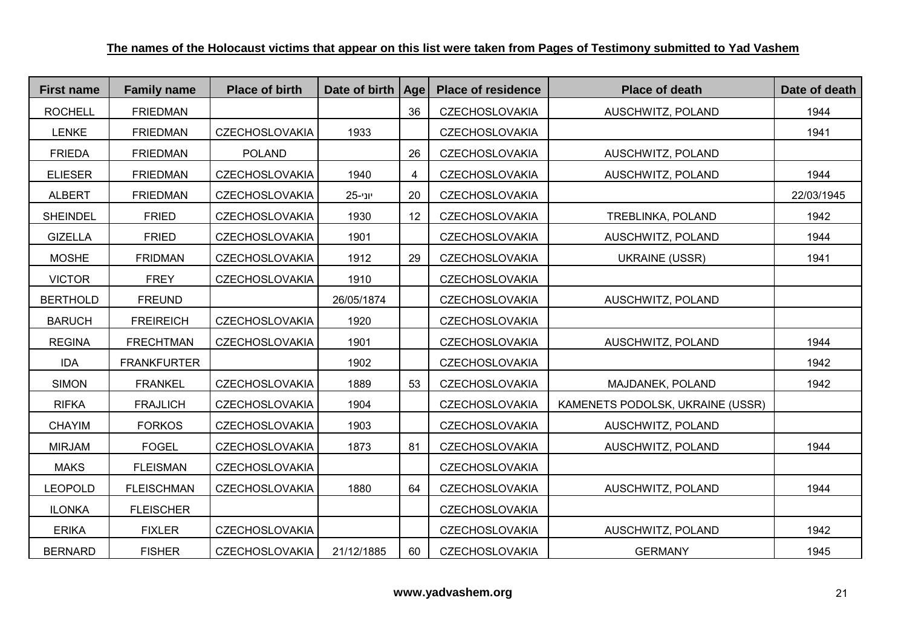**The names of the Holocaust victims that appear on this list were taken from Pages of Testimony submitted to Yad Vashem**

| First name | Family name | Place of birth | Date of birth | Age | Place of residence | Place of death | Date of death |
|---|---|---|---|---|---|---|---|
| ROCHELL | FRIEDMAN | | | 36 | CZECHOSLOVAKIA | AUSCHWITZ, POLAND | 1944 |
| LENKE | FRIEDMAN | CZECHOSLOVAKIA | 1933 | | CZECHOSLOVAKIA | | 1941 |
| FRIEDA | FRIEDMAN | POLAND | | 26 | CZECHOSLOVAKIA | AUSCHWITZ, POLAND | |
| ELIESER | FRIEDMAN | CZECHOSLOVAKIA | 1940 | 4 | CZECHOSLOVAKIA | AUSCHWITZ, POLAND | 1944 |
| ALBERT | FRIEDMAN | CZECHOSLOVAKIA | 25-יוני | 20 | CZECHOSLOVAKIA | | 22/03/1945 |
| SHEINDEL | FRIED | CZECHOSLOVAKIA | 1930 | 12 | CZECHOSLOVAKIA | TREBLINKA, POLAND | 1942 |
| GIZELLA | FRIED | CZECHOSLOVAKIA | 1901 | | CZECHOSLOVAKIA | AUSCHWITZ, POLAND | 1944 |
| MOSHE | FRIDMAN | CZECHOSLOVAKIA | 1912 | 29 | CZECHOSLOVAKIA | UKRAINE (USSR) | 1941 |
| VICTOR | FREY | CZECHOSLOVAKIA | 1910 | | CZECHOSLOVAKIA | | |
| BERTHOLD | FREUND | | 26/05/1874 | | CZECHOSLOVAKIA | AUSCHWITZ, POLAND | |
| BARUCH | FREIREICH | CZECHOSLOVAKIA | 1920 | | CZECHOSLOVAKIA | | |
| REGINA | FRECHTMAN | CZECHOSLOVAKIA | 1901 | | CZECHOSLOVAKIA | AUSCHWITZ, POLAND | 1944 |
| IDA | FRANKFURTER | | 1902 | | CZECHOSLOVAKIA | | 1942 |
| SIMON | FRANKEL | CZECHOSLOVAKIA | 1889 | 53 | CZECHOSLOVAKIA | MAJDANEK, POLAND | 1942 |
| RIFKA | FRAJLICH | CZECHOSLOVAKIA | 1904 | | CZECHOSLOVAKIA | KAMENETS PODOLSK, UKRAINE (USSR) | |
| CHAYIM | FORKOS | CZECHOSLOVAKIA | 1903 | | CZECHOSLOVAKIA | AUSCHWITZ, POLAND | |
| MIRJAM | FOGEL | CZECHOSLOVAKIA | 1873 | 81 | CZECHOSLOVAKIA | AUSCHWITZ, POLAND | 1944 |
| MAKS | FLEISMAN | CZECHOSLOVAKIA | | | CZECHOSLOVAKIA | | |
| LEOPOLD | FLEISCHMAN | CZECHOSLOVAKIA | 1880 | 64 | CZECHOSLOVAKIA | AUSCHWITZ, POLAND | 1944 |
| ILONKA | FLEISCHER | | | | CZECHOSLOVAKIA | | |
| ERIKA | FIXLER | CZECHOSLOVAKIA | | | CZECHOSLOVAKIA | AUSCHWITZ, POLAND | 1942 |
| BERNARD | FISHER | CZECHOSLOVAKIA | 21/12/1885 | 60 | CZECHOSLOVAKIA | GERMANY | 1945 |

**www.yadvashem.org**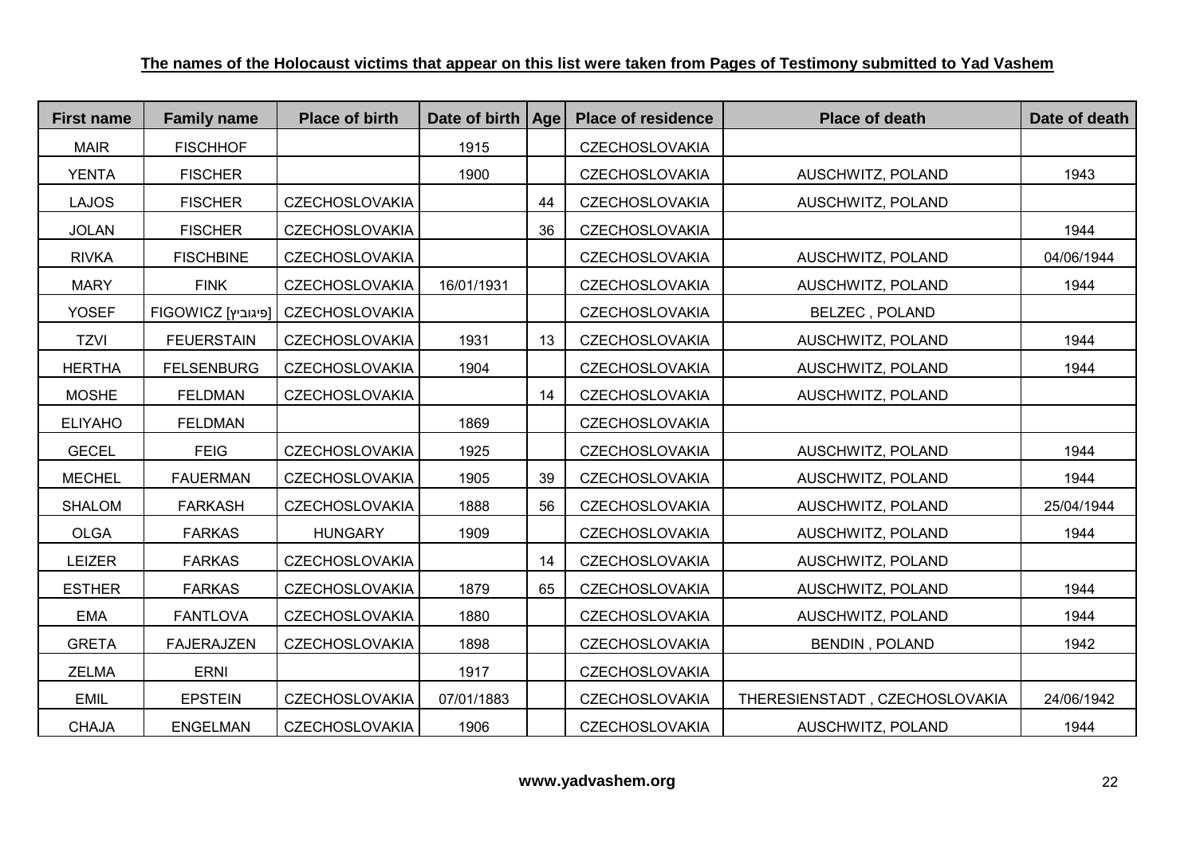**The names of the Holocaust victims that appear on this list were taken from Pages of Testimony submitted to Yad Vashem**

| First name | Family name | Place of birth | Date of birth | Age | Place of residence | Place of death | Date of death |
|---|---|---|---|---|---|---|---|
| MAIR | FISCHHOF | | 1915 | | CZECHOSLOVAKIA | | |
| YENTA | FISCHER | | 1900 | | CZECHOSLOVAKIA | AUSCHWITZ, POLAND | 1943 |
| LAJOS | FISCHER | CZECHOSLOVAKIA | | 44 | CZECHOSLOVAKIA | AUSCHWITZ, POLAND | |
| JOLAN | FISCHER | CZECHOSLOVAKIA | | 36 | CZECHOSLOVAKIA | | 1944 |
| RIVKA | FISCHBINE | CZECHOSLOVAKIA | | | CZECHOSLOVAKIA | AUSCHWITZ, POLAND | 04/06/1944 |
| MARY | FINK | CZECHOSLOVAKIA | 16/01/1931 | | CZECHOSLOVAKIA | AUSCHWITZ, POLAND | 1944 |
| YOSEF | FIGOWICZ [פיגוביץ] | CZECHOSLOVAKIA | | | CZECHOSLOVAKIA | BELZEC , POLAND | |
| TZVI | FEUERSTAIN | CZECHOSLOVAKIA | 1931 | 13 | CZECHOSLOVAKIA | AUSCHWITZ, POLAND | 1944 |
| HERTHA | FELSENBURG | CZECHOSLOVAKIA | 1904 | | CZECHOSLOVAKIA | AUSCHWITZ, POLAND | 1944 |
| MOSHE | FELDMAN | CZECHOSLOVAKIA | | 14 | CZECHOSLOVAKIA | AUSCHWITZ, POLAND | |
| ELIYAHO | FELDMAN | | 1869 | | CZECHOSLOVAKIA | | |
| GECEL | FEIG | CZECHOSLOVAKIA | 1925 | | CZECHOSLOVAKIA | AUSCHWITZ, POLAND | 1944 |
| MECHEL | FAUERMAN | CZECHOSLOVAKIA | 1905 | 39 | CZECHOSLOVAKIA | AUSCHWITZ, POLAND | 1944 |
| SHALOM | FARKASH | CZECHOSLOVAKIA | 1888 | 56 | CZECHOSLOVAKIA | AUSCHWITZ, POLAND | 25/04/1944 |
| OLGA | FARKAS | HUNGARY | 1909 | | CZECHOSLOVAKIA | AUSCHWITZ, POLAND | 1944 |
| LEIZER | FARKAS | CZECHOSLOVAKIA | | 14 | CZECHOSLOVAKIA | AUSCHWITZ, POLAND | |
| ESTHER | FARKAS | CZECHOSLOVAKIA | 1879 | 65 | CZECHOSLOVAKIA | AUSCHWITZ, POLAND | 1944 |
| EMA | FANTLOVA | CZECHOSLOVAKIA | 1880 | | CZECHOSLOVAKIA | AUSCHWITZ, POLAND | 1944 |
| GRETA | FAJERAJZEN | CZECHOSLOVAKIA | 1898 | | CZECHOSLOVAKIA | BENDIN , POLAND | 1942 |
| ZELMA | ERNI | | 1917 | | CZECHOSLOVAKIA | | |
| EMIL | EPSTEIN | CZECHOSLOVAKIA | 07/01/1883 | | CZECHOSLOVAKIA | THERESIENSTADT , CZECHOSLOVAKIA | 24/06/1942 |
| CHAJA | ENGELMAN | CZECHOSLOVAKIA | 1906 | | CZECHOSLOVAKIA | AUSCHWITZ, POLAND | 1944 |

**www.yadvashem.org**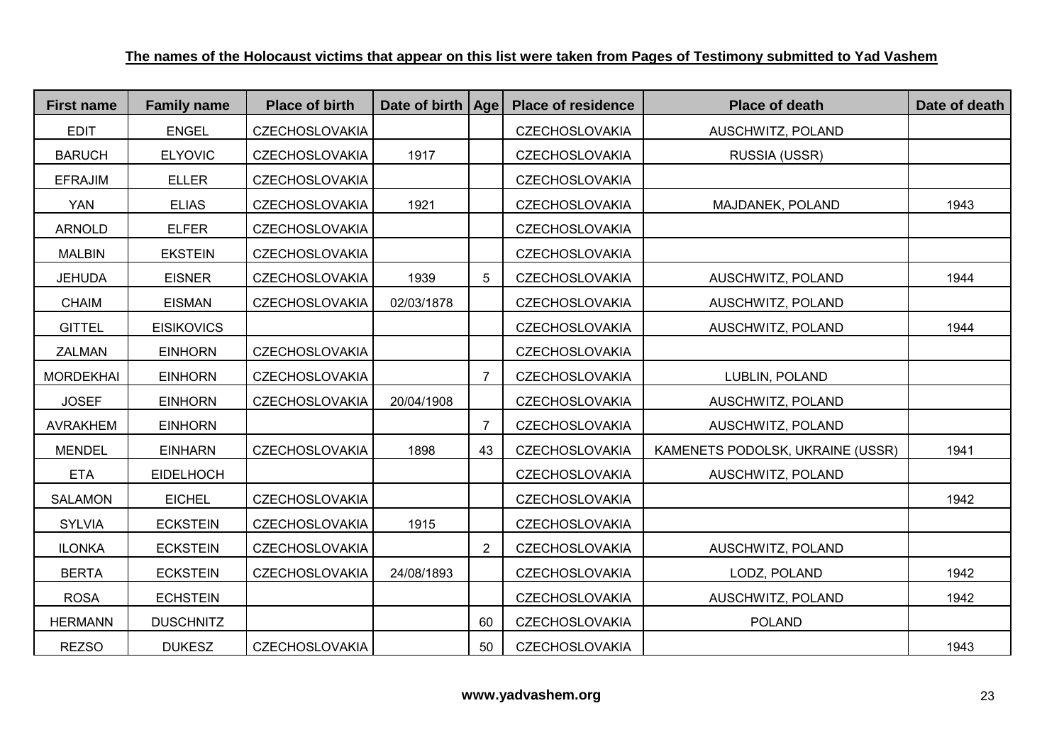**The names of the Holocaust victims that appear on this list were taken from Pages of Testimony submitted to Yad Vashem**

| First name | Family name | Place of birth | Date of birth | Age | Place of residence | Place of death | Date of death |
|---|---|---|---|---|---|---|---|
| EDIT | ENGEL | CZECHOSLOVAKIA | | | CZECHOSLOVAKIA | AUSCHWITZ, POLAND | |
| BARUCH | ELYOVIC | CZECHOSLOVAKIA | 1917 | | CZECHOSLOVAKIA | RUSSIA (USSR) | |
| EFRAJIM | ELLER | CZECHOSLOVAKIA | | | CZECHOSLOVAKIA | | |
| YAN | ELIAS | CZECHOSLOVAKIA | 1921 | | CZECHOSLOVAKIA | MAJDANEK, POLAND | 1943 |
| ARNOLD | ELFER | CZECHOSLOVAKIA | | | CZECHOSLOVAKIA | | |
| MALBIN | EKSTEIN | CZECHOSLOVAKIA | | | CZECHOSLOVAKIA | | |
| JEHUDA | EISNER | CZECHOSLOVAKIA | 1939 | 5 | CZECHOSLOVAKIA | AUSCHWITZ, POLAND | 1944 |
| CHAIM | EISMAN | CZECHOSLOVAKIA | 02/03/1878 | | CZECHOSLOVAKIA | AUSCHWITZ, POLAND | |
| GITTEL | EISIKOVICS | | | | CZECHOSLOVAKIA | AUSCHWITZ, POLAND | 1944 |
| ZALMAN | EINHORN | CZECHOSLOVAKIA | | | CZECHOSLOVAKIA | | |
| MORDEKHAI | EINHORN | CZECHOSLOVAKIA | | 7 | CZECHOSLOVAKIA | LUBLIN, POLAND | |
| JOSEF | EINHORN | CZECHOSLOVAKIA | 20/04/1908 | | CZECHOSLOVAKIA | AUSCHWITZ, POLAND | |
| AVRAKHEM | EINHORN | | | 7 | CZECHOSLOVAKIA | AUSCHWITZ, POLAND | |
| MENDEL | EINHARN | CZECHOSLOVAKIA | 1898 | 43 | CZECHOSLOVAKIA | KAMENETS PODOLSK, UKRAINE (USSR) | 1941 |
| ETA | EIDELHOCH | | | | CZECHOSLOVAKIA | AUSCHWITZ, POLAND | |
| SALAMON | EICHEL | CZECHOSLOVAKIA | | | CZECHOSLOVAKIA | | 1942 |
| SYLVIA | ECKSTEIN | CZECHOSLOVAKIA | 1915 | | CZECHOSLOVAKIA | | |
| ILONKA | ECKSTEIN | CZECHOSLOVAKIA | | 2 | CZECHOSLOVAKIA | AUSCHWITZ, POLAND | |
| BERTA | ECKSTEIN | CZECHOSLOVAKIA | 24/08/1893 | | CZECHOSLOVAKIA | LODZ, POLAND | 1942 |
| ROSA | ECHSTEIN | | | | CZECHOSLOVAKIA | AUSCHWITZ, POLAND | 1942 |
| HERMANN | DUSCHNITZ | | | 60 | CZECHOSLOVAKIA | POLAND | |
| REZSO | DUKESZ | CZECHOSLOVAKIA | | 50 | CZECHOSLOVAKIA | | 1943 |

**www.yadvashem.org**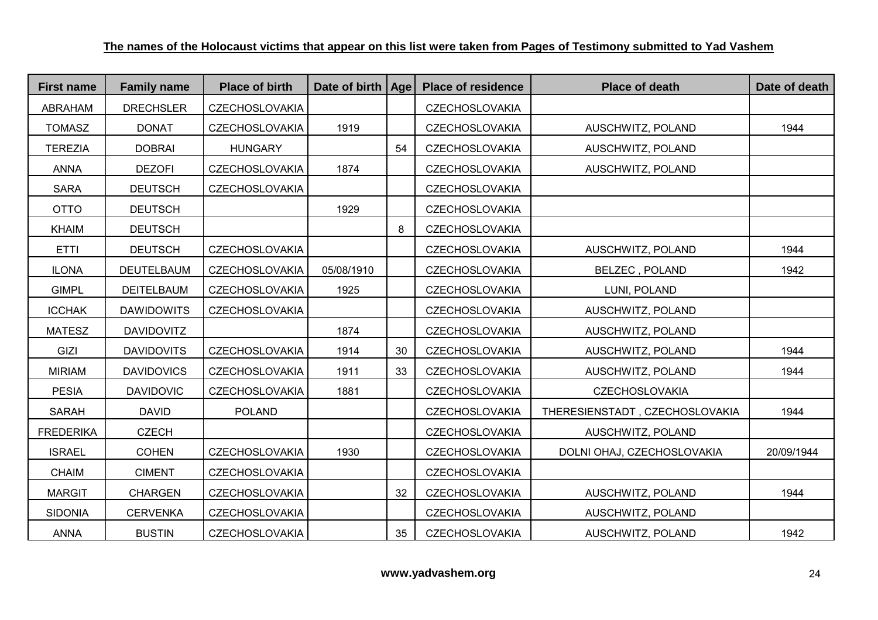**The names of the Holocaust victims that appear on this list were taken from Pages of Testimony submitted to Yad Vashem**

| First name | Family name | Place of birth | Date of birth | Age | Place of residence | Place of death | Date of death |
|---|---|---|---|---|---|---|---|
| ABRAHAM | DRECHSLER | CZECHOSLOVAKIA | | | CZECHOSLOVAKIA | | |
| TOMASZ | DONAT | CZECHOSLOVAKIA | 1919 | | CZECHOSLOVAKIA | AUSCHWITZ, POLAND | 1944 |
| TEREZIA | DOBRAI | HUNGARY | | 54 | CZECHOSLOVAKIA | AUSCHWITZ, POLAND | |
| ANNA | DEZOFI | CZECHOSLOVAKIA | 1874 | | CZECHOSLOVAKIA | AUSCHWITZ, POLAND | |
| SARA | DEUTSCH | CZECHOSLOVAKIA | | | CZECHOSLOVAKIA | | |
| OTTO | DEUTSCH | | 1929 | | CZECHOSLOVAKIA | | |
| KHAIM | DEUTSCH | | | 8 | CZECHOSLOVAKIA | | |
| ETTI | DEUTSCH | CZECHOSLOVAKIA | | | CZECHOSLOVAKIA | AUSCHWITZ, POLAND | 1944 |
| ILONA | DEUTELBAUM | CZECHOSLOVAKIA | 05/08/1910 | | CZECHOSLOVAKIA | BELZEC , POLAND | 1942 |
| GIMPL | DEITELBAUM | CZECHOSLOVAKIA | 1925 | | CZECHOSLOVAKIA | LUNI, POLAND | |
| ICCHAK | DAWIDOWITS | CZECHOSLOVAKIA | | | CZECHOSLOVAKIA | AUSCHWITZ, POLAND | |
| MATESZ | DAVIDOVITZ | | 1874 | | CZECHOSLOVAKIA | AUSCHWITZ, POLAND | |
| GIZI | DAVIDOVITS | CZECHOSLOVAKIA | 1914 | 30 | CZECHOSLOVAKIA | AUSCHWITZ, POLAND | 1944 |
| MIRIAM | DAVIDOVICS | CZECHOSLOVAKIA | 1911 | 33 | CZECHOSLOVAKIA | AUSCHWITZ, POLAND | 1944 |
| PESIA | DAVIDOVIC | CZECHOSLOVAKIA | 1881 | | CZECHOSLOVAKIA | CZECHOSLOVAKIA | |
| SARAH | DAVID | POLAND | | | CZECHOSLOVAKIA | THERESIENSTADT , CZECHOSLOVAKIA | 1944 |
| FREDERIKA | CZECH | | | | CZECHOSLOVAKIA | AUSCHWITZ, POLAND | |
| ISRAEL | COHEN | CZECHOSLOVAKIA | 1930 | | CZECHOSLOVAKIA | DOLNI OHAJ, CZECHOSLOVAKIA | 20/09/1944 |
| CHAIM | CIMENT | CZECHOSLOVAKIA | | | CZECHOSLOVAKIA | | |
| MARGIT | CHARGEN | CZECHOSLOVAKIA | | 32 | CZECHOSLOVAKIA | AUSCHWITZ, POLAND | 1944 |
| SIDONIA | CERVENKA | CZECHOSLOVAKIA | | | CZECHOSLOVAKIA | AUSCHWITZ, POLAND | |
| ANNA | BUSTIN | CZECHOSLOVAKIA | | 35 | CZECHOSLOVAKIA | AUSCHWITZ, POLAND | 1942 |

**www.yadvashem.org**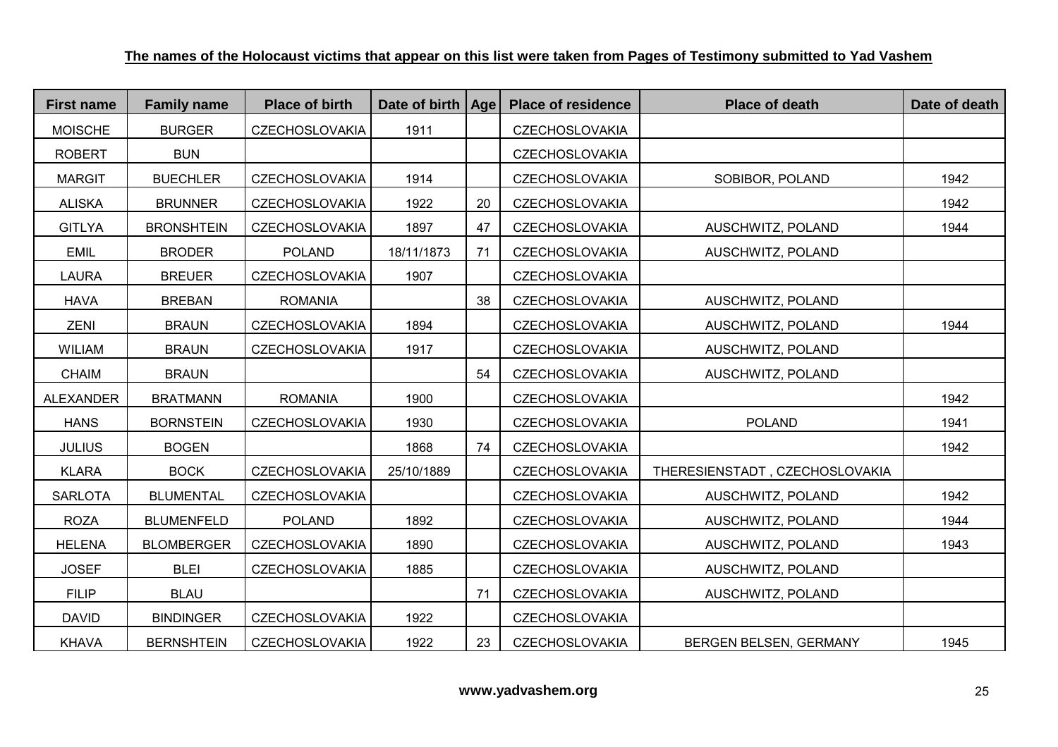**The names of the Holocaust victims that appear on this list were taken from Pages of Testimony submitted to Yad Vashem**

| First name | Family name | Place of birth | Date of birth | Age | Place of residence | Place of death | Date of death |
|---|---|---|---|---|---|---|---|
| MOISCHE | BURGER | CZECHOSLOVAKIA | 1911 | | CZECHOSLOVAKIA | | |
| ROBERT | BUN | | | | CZECHOSLOVAKIA | | |
| MARGIT | BUECHLER | CZECHOSLOVAKIA | 1914 | | CZECHOSLOVAKIA | SOBIBOR, POLAND | 1942 |
| ALISKA | BRUNNER | CZECHOSLOVAKIA | 1922 | 20 | CZECHOSLOVAKIA | | 1942 |
| GITLYA | BRONSHTEIN | CZECHOSLOVAKIA | 1897 | 47 | CZECHOSLOVAKIA | AUSCHWITZ, POLAND | 1944 |
| EMIL | BRODER | POLAND | 18/11/1873 | 71 | CZECHOSLOVAKIA | AUSCHWITZ, POLAND | |
| LAURA | BREUER | CZECHOSLOVAKIA | 1907 | | CZECHOSLOVAKIA | | |
| HAVA | BREBAN | ROMANIA | | 38 | CZECHOSLOVAKIA | AUSCHWITZ, POLAND | |
| ZENI | BRAUN | CZECHOSLOVAKIA | 1894 | | CZECHOSLOVAKIA | AUSCHWITZ, POLAND | 1944 |
| WILIAM | BRAUN | CZECHOSLOVAKIA | 1917 | | CZECHOSLOVAKIA | AUSCHWITZ, POLAND | |
| CHAIM | BRAUN | | | 54 | CZECHOSLOVAKIA | AUSCHWITZ, POLAND | |
| ALEXANDER | BRATMANN | ROMANIA | 1900 | | CZECHOSLOVAKIA | | 1942 |
| HANS | BORNSTEIN | CZECHOSLOVAKIA | 1930 | | CZECHOSLOVAKIA | POLAND | 1941 |
| JULIUS | BOGEN | | 1868 | 74 | CZECHOSLOVAKIA | | 1942 |
| KLARA | BOCK | CZECHOSLOVAKIA | 25/10/1889 | | CZECHOSLOVAKIA | THERESIENSTADT , CZECHOSLOVAKIA | |
| SARLOTA | BLUMENTAL | CZECHOSLOVAKIA | | | CZECHOSLOVAKIA | AUSCHWITZ, POLAND | 1942 |
| ROZA | BLUMENFELD | POLAND | 1892 | | CZECHOSLOVAKIA | AUSCHWITZ, POLAND | 1944 |
| HELENA | BLOMBERGER | CZECHOSLOVAKIA | 1890 | | CZECHOSLOVAKIA | AUSCHWITZ, POLAND | 1943 |
| JOSEF | BLEI | CZECHOSLOVAKIA | 1885 | | CZECHOSLOVAKIA | AUSCHWITZ, POLAND | |
| FILIP | BLAU | | | 71 | CZECHOSLOVAKIA | AUSCHWITZ, POLAND | |
| DAVID | BINDINGER | CZECHOSLOVAKIA | 1922 | | CZECHOSLOVAKIA | | |
| KHAVA | BERNSHTEIN | CZECHOSLOVAKIA | 1922 | 23 | CZECHOSLOVAKIA | BERGEN BELSEN, GERMANY | 1945 |

**www.yadvashem.org**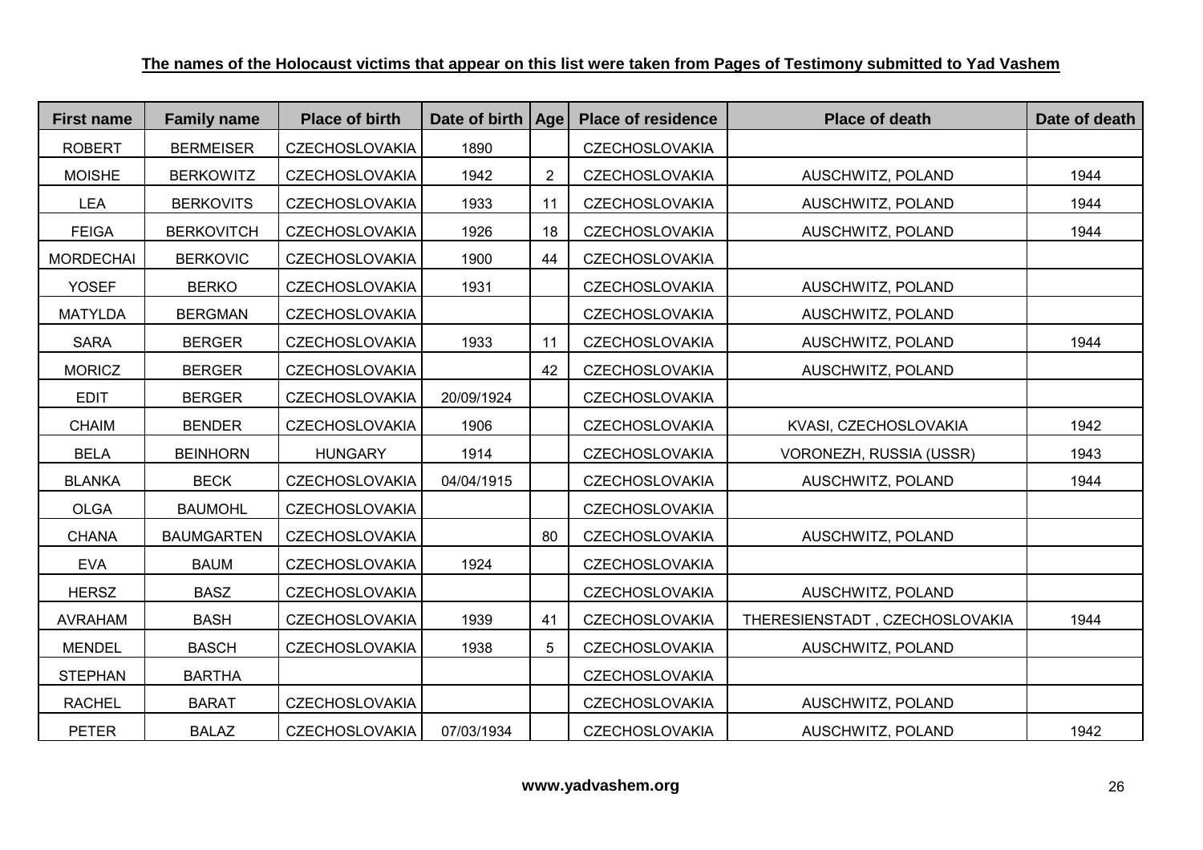**The names of the Holocaust victims that appear on this list were taken from Pages of Testimony submitted to Yad Vashem**

| First name | Family name | Place of birth | Date of birth | Age | Place of residence | Place of death | Date of death |
|---|---|---|---|---|---|---|---|
| ROBERT | BERMEISER | CZECHOSLOVAKIA | 1890 | | CZECHOSLOVAKIA | | |
| MOISHE | BERKOWITZ | CZECHOSLOVAKIA | 1942 | 2 | CZECHOSLOVAKIA | AUSCHWITZ, POLAND | 1944 |
| LEA | BERKOVITS | CZECHOSLOVAKIA | 1933 | 11 | CZECHOSLOVAKIA | AUSCHWITZ, POLAND | 1944 |
| FEIGA | BERKOVITCH | CZECHOSLOVAKIA | 1926 | 18 | CZECHOSLOVAKIA | AUSCHWITZ, POLAND | 1944 |
| MORDECHAI | BERKOVIC | CZECHOSLOVAKIA | 1900 | 44 | CZECHOSLOVAKIA | | |
| YOSEF | BERKO | CZECHOSLOVAKIA | 1931 | | CZECHOSLOVAKIA | AUSCHWITZ, POLAND | |
| MATYLDA | BERGMAN | CZECHOSLOVAKIA | | | CZECHOSLOVAKIA | AUSCHWITZ, POLAND | |
| SARA | BERGER | CZECHOSLOVAKIA | 1933 | 11 | CZECHOSLOVAKIA | AUSCHWITZ, POLAND | 1944 |
| MORICZ | BERGER | CZECHOSLOVAKIA | | 42 | CZECHOSLOVAKIA | AUSCHWITZ, POLAND | |
| EDIT | BERGER | CZECHOSLOVAKIA | 20/09/1924 | | CZECHOSLOVAKIA | | |
| CHAIM | BENDER | CZECHOSLOVAKIA | 1906 | | CZECHOSLOVAKIA | KVASI, CZECHOSLOVAKIA | 1942 |
| BELA | BEINHORN | HUNGARY | 1914 | | CZECHOSLOVAKIA | VORONEZH, RUSSIA (USSR) | 1943 |
| BLANKA | BECK | CZECHOSLOVAKIA | 04/04/1915 | | CZECHOSLOVAKIA | AUSCHWITZ, POLAND | 1944 |
| OLGA | BAUMOHL | CZECHOSLOVAKIA | | | CZECHOSLOVAKIA | | |
| CHANA | BAUMGARTEN | CZECHOSLOVAKIA | | 80 | CZECHOSLOVAKIA | AUSCHWITZ, POLAND | |
| EVA | BAUM | CZECHOSLOVAKIA | 1924 | | CZECHOSLOVAKIA | | |
| HERSZ | BASZ | CZECHOSLOVAKIA | | | CZECHOSLOVAKIA | AUSCHWITZ, POLAND | |
| AVRAHAM | BASH | CZECHOSLOVAKIA | 1939 | 41 | CZECHOSLOVAKIA | THERESIENSTADT , CZECHOSLOVAKIA | 1944 |
| MENDEL | BASCH | CZECHOSLOVAKIA | 1938 | 5 | CZECHOSLOVAKIA | AUSCHWITZ, POLAND | |
| STEPHAN | BARTHA | | | | CZECHOSLOVAKIA | | |
| RACHEL | BARAT | CZECHOSLOVAKIA | | | CZECHOSLOVAKIA | AUSCHWITZ, POLAND | |
| PETER | BALAZ | CZECHOSLOVAKIA | 07/03/1934 | | CZECHOSLOVAKIA | AUSCHWITZ, POLAND | 1942 |

**www.yadvashem.org**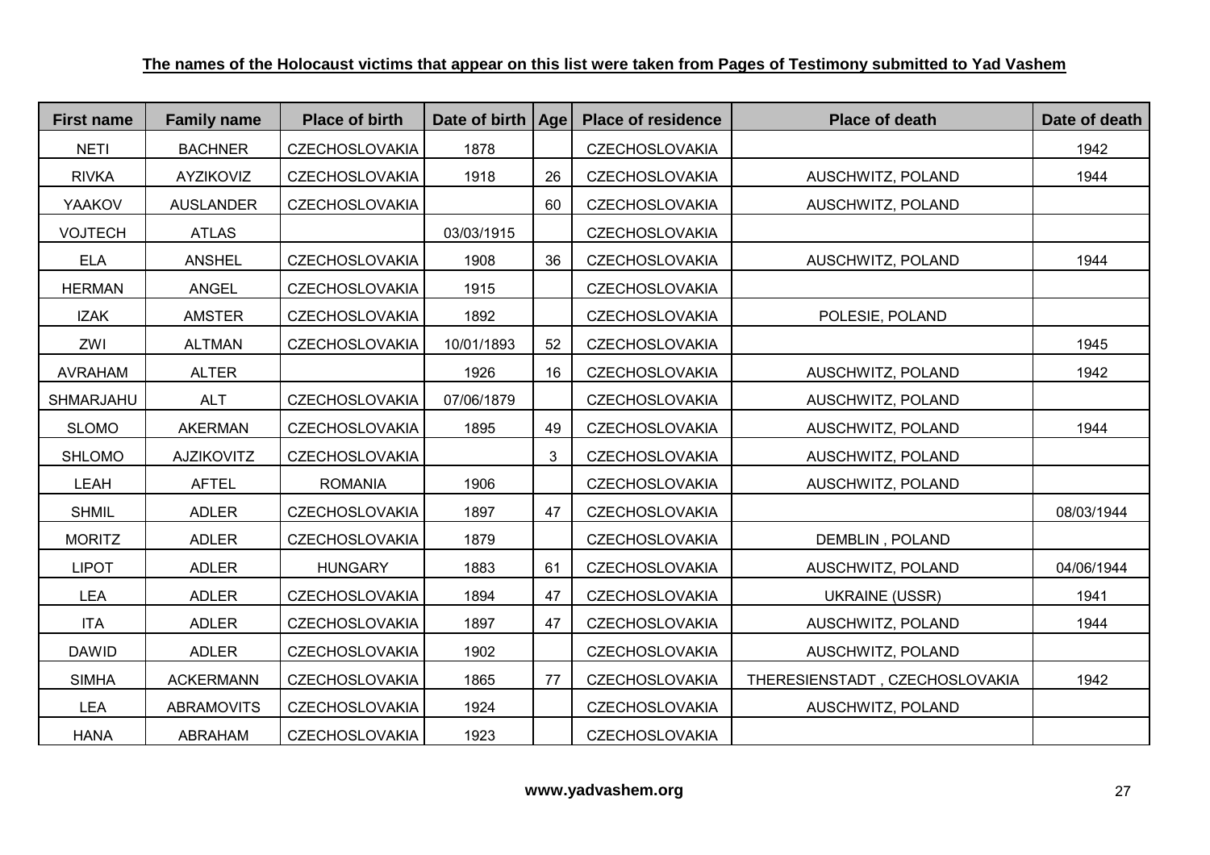**The names of the Holocaust victims that appear on this list were taken from Pages of Testimony submitted to Yad Vashem**

| First name | Family name | Place of birth | Date of birth | Age | Place of residence | Place of death | Date of death |
|---|---|---|---|---|---|---|---|
| NETI | BACHNER | CZECHOSLOVAKIA | 1878 | | CZECHOSLOVAKIA | | 1942 |
| RIVKA | AYZIKOVIZ | CZECHOSLOVAKIA | 1918 | 26 | CZECHOSLOVAKIA | AUSCHWITZ, POLAND | 1944 |
| YAAKOV | AUSLANDER | CZECHOSLOVAKIA | | 60 | CZECHOSLOVAKIA | AUSCHWITZ, POLAND | |
| VOJTECH | ATLAS | | 03/03/1915 | | CZECHOSLOVAKIA | | |
| ELA | ANSHEL | CZECHOSLOVAKIA | 1908 | 36 | CZECHOSLOVAKIA | AUSCHWITZ, POLAND | 1944 |
| HERMAN | ANGEL | CZECHOSLOVAKIA | 1915 | | CZECHOSLOVAKIA | | |
| IZAK | AMSTER | CZECHOSLOVAKIA | 1892 | | CZECHOSLOVAKIA | POLESIE, POLAND | |
| ZWI | ALTMAN | CZECHOSLOVAKIA | 10/01/1893 | 52 | CZECHOSLOVAKIA | | 1945 |
| AVRAHAM | ALTER | | 1926 | 16 | CZECHOSLOVAKIA | AUSCHWITZ, POLAND | 1942 |
| SHMARJAHU | ALT | CZECHOSLOVAKIA | 07/06/1879 | | CZECHOSLOVAKIA | AUSCHWITZ, POLAND | |
| SLOMO | AKERMAN | CZECHOSLOVAKIA | 1895 | 49 | CZECHOSLOVAKIA | AUSCHWITZ, POLAND | 1944 |
| SHLOMO | AJZIKOVITZ | CZECHOSLOVAKIA | | 3 | CZECHOSLOVAKIA | AUSCHWITZ, POLAND | |
| LEAH | AFTEL | ROMANIA | 1906 | | CZECHOSLOVAKIA | AUSCHWITZ, POLAND | |
| SHMIL | ADLER | CZECHOSLOVAKIA | 1897 | 47 | CZECHOSLOVAKIA | | 08/03/1944 |
| MORITZ | ADLER | CZECHOSLOVAKIA | 1879 | | CZECHOSLOVAKIA | DEMBLIN , POLAND | |
| LIPOT | ADLER | HUNGARY | 1883 | 61 | CZECHOSLOVAKIA | AUSCHWITZ, POLAND | 04/06/1944 |
| LEA | ADLER | CZECHOSLOVAKIA | 1894 | 47 | CZECHOSLOVAKIA | UKRAINE (USSR) | 1941 |
| ITA | ADLER | CZECHOSLOVAKIA | 1897 | 47 | CZECHOSLOVAKIA | AUSCHWITZ, POLAND | 1944 |
| DAWID | ADLER | CZECHOSLOVAKIA | 1902 | | CZECHOSLOVAKIA | AUSCHWITZ, POLAND | |
| SIMHA | ACKERMANN | CZECHOSLOVAKIA | 1865 | 77 | CZECHOSLOVAKIA | THERESIENSTADT , CZECHOSLOVAKIA | 1942 |
| LEA | ABRAMOVITS | CZECHOSLOVAKIA | 1924 | | CZECHOSLOVAKIA | AUSCHWITZ, POLAND | |
| HANA | ABRAHAM | CZECHOSLOVAKIA | 1923 | | CZECHOSLOVAKIA | | |

**www.yadvashem.org**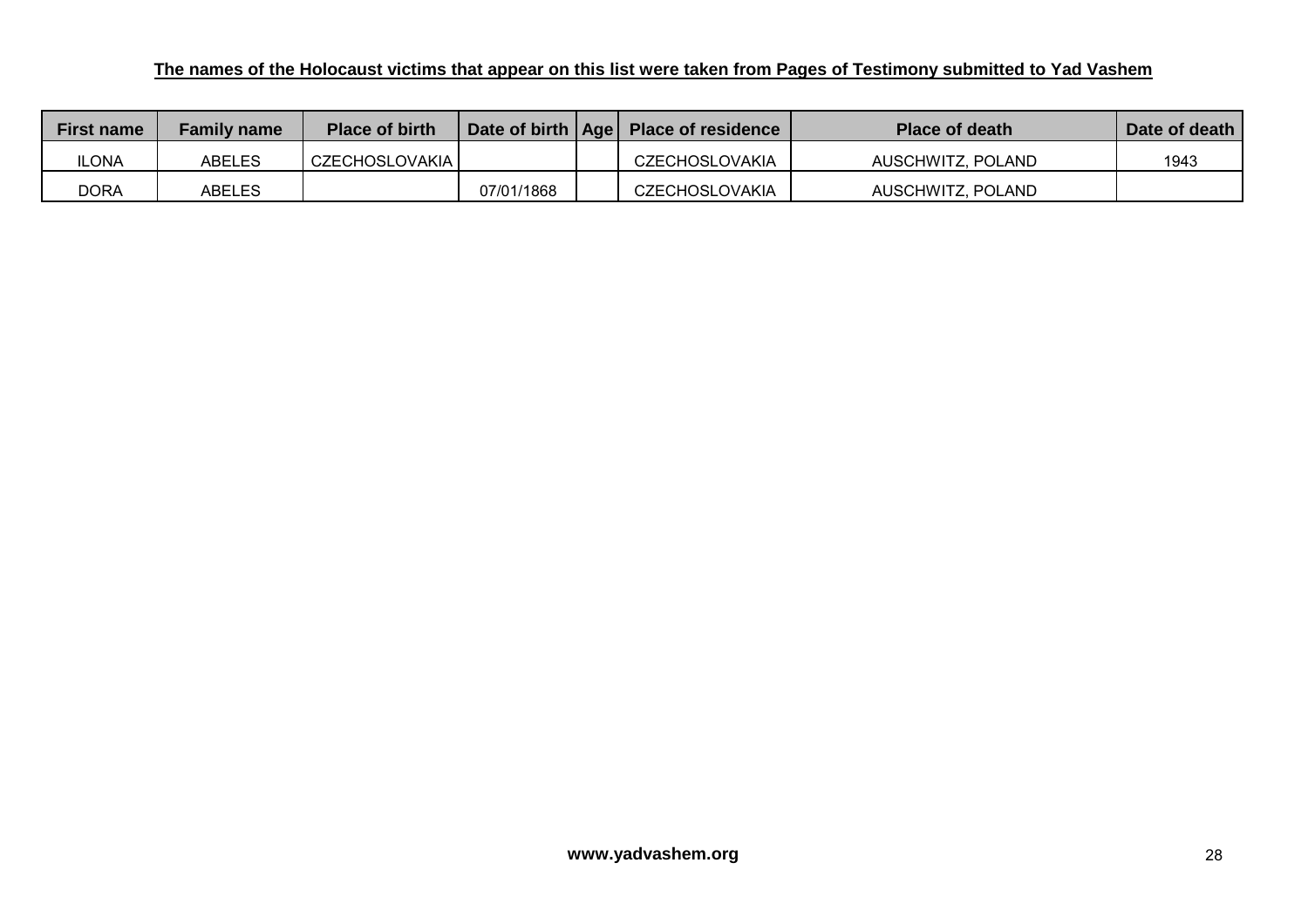**The names of the Holocaust victims that appear on this list were taken from Pages of Testimony submitted to Yad Vashem**

| First name | Family name | Place of birth | Date of birth | Age | Place of residence | Place of death | Date of death |
|---|---|---|---|---|---|---|---|
| ILONA | ABELES | CZECHOSLOVAKIA | | | CZECHOSLOVAKIA | AUSCHWITZ, POLAND | 1943 |
| DORA | ABELES | | 07/01/1868 | | CZECHOSLOVAKIA | AUSCHWITZ, POLAND | |

**www.yadvashem.org**